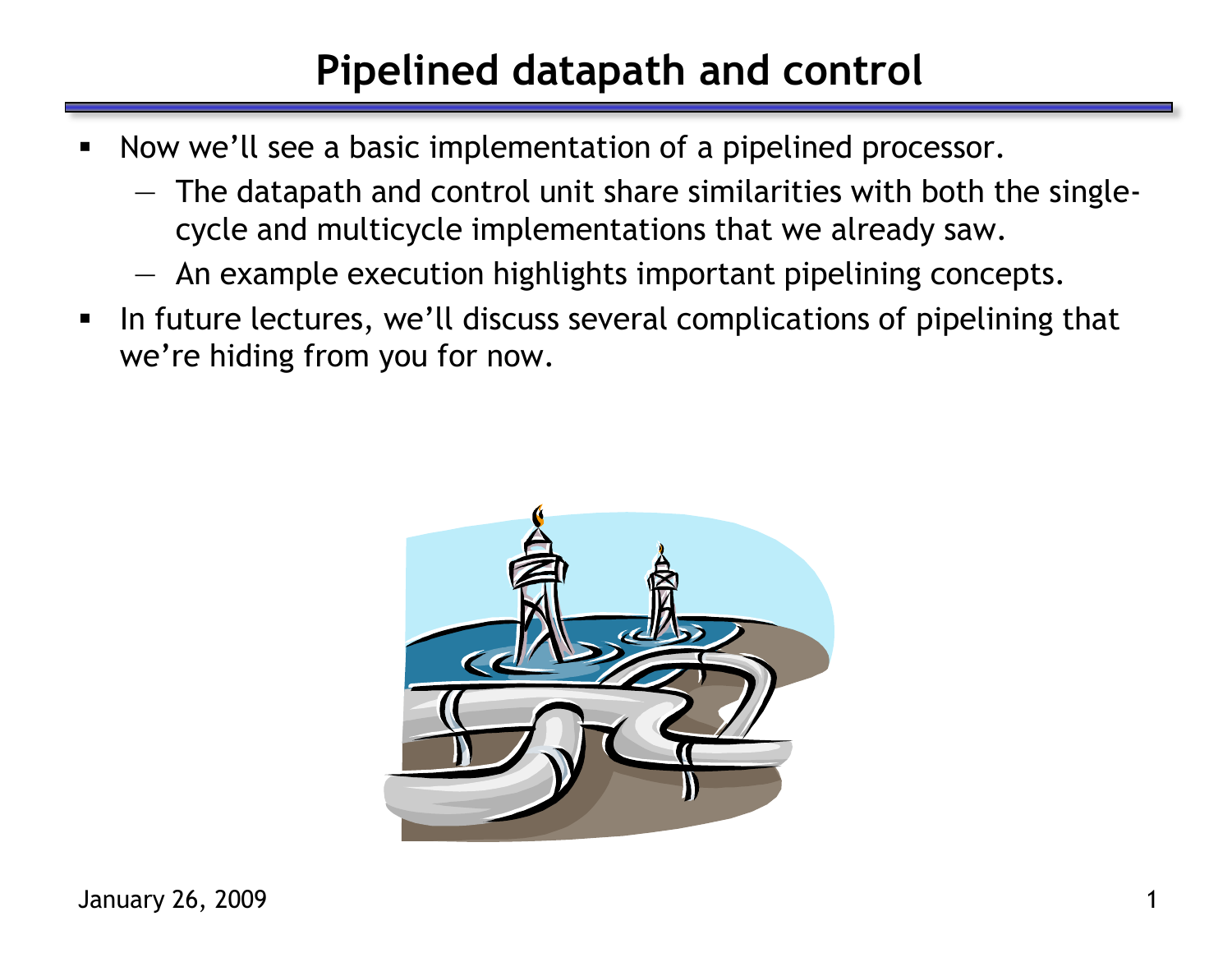# Pipelined datapath and control

- Now we'll see a basic implementation of a pipelined processor.
  - The datapath and control unit share similarities with both the single-cycle and multicycle implementations that we already saw.
  - An example execution highlights important pipelining concepts.
- In future lectures, we'll discuss several complications of pipelining that we're hiding from you for now.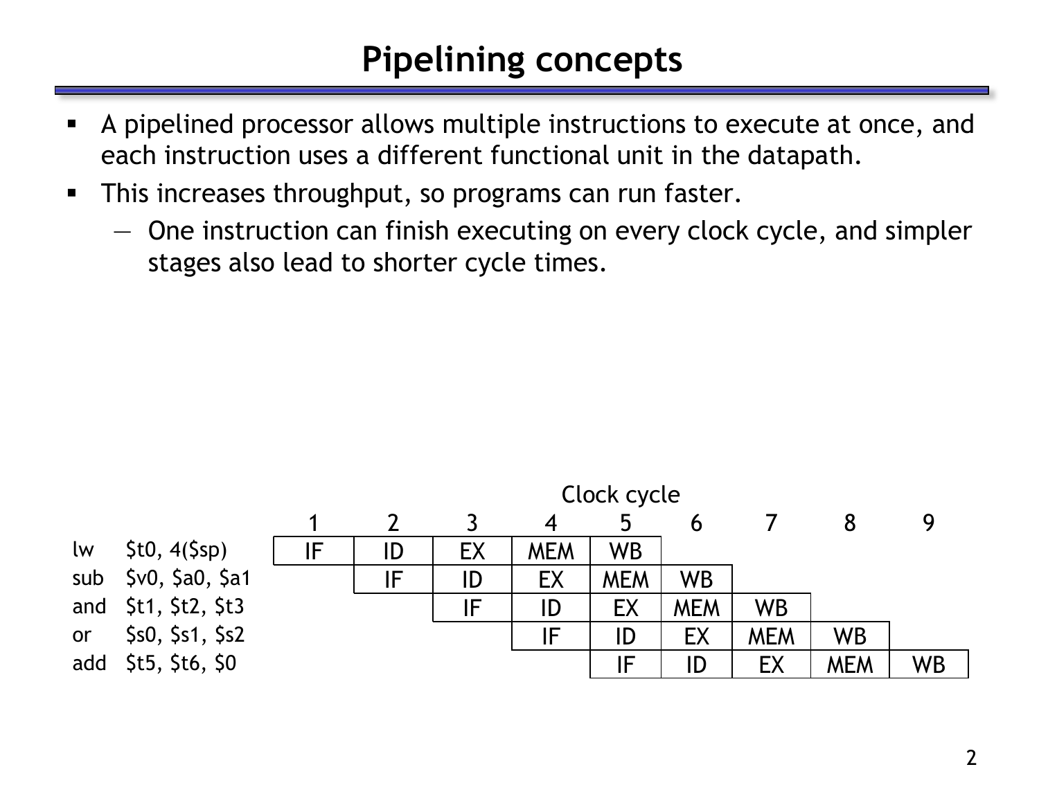# Pipelining concepts

- A pipelined processor allows multiple instructions to execute at once, and each instruction uses a different functional unit in the datapath.
- This increases throughput, so programs can run faster.
  - One instruction can finish executing on every clock cycle, and simpler stages also lead to shorter cycle times.

Clock cycle

| | 1 | 2 | 3 | 4 | 5 | 6 | 7 | 8 | 9 |
|---|---|---|---|---|---|---|---|---|---|
| lw $t0, 4($sp) | IF | ID | EX | MEM | WB | | | | |
| sub $v0, $a0, $a1 | | IF | ID | EX | MEM | WB | | | |
| and $t1, $t2, $t3 | | | IF | ID | EX | MEM | WB | | |
| or $s0, $s1, $s2 | | | | IF | ID | EX | MEM | WB | |
| add $t5, $t6, $0 | | | | | IF | ID | EX | MEM | WB |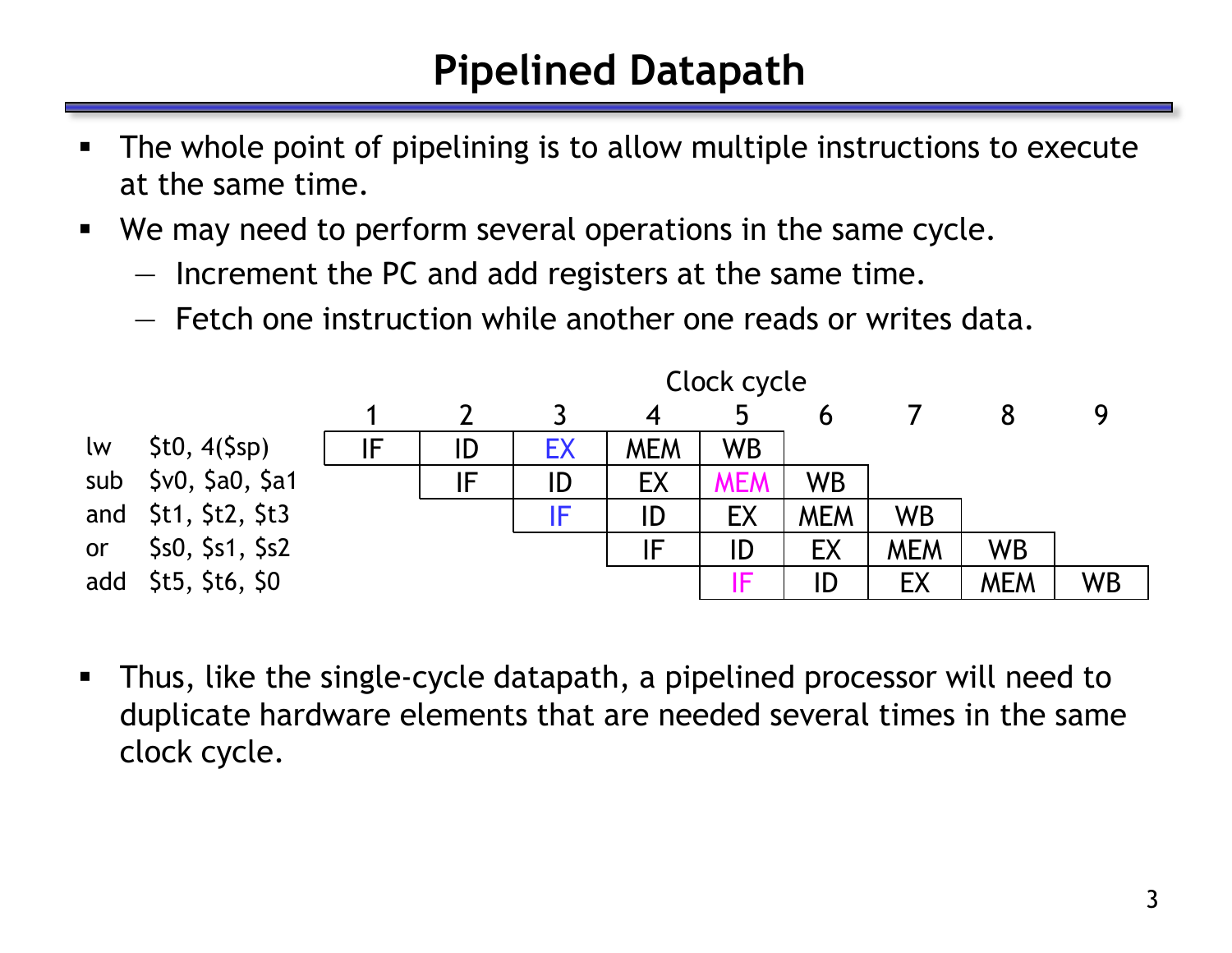# Pipelined Datapath

- The whole point of pipelining is to allow multiple instructions to execute at the same time.
- We may need to perform several operations in the same cycle.
  - Increment the PC and add registers at the same time.
  - Fetch one instruction while another one reads or writes data.

| | Clock cycle 1 | 2 | 3 | 4 | 5 | 6 | 7 | 8 | 9 |
|---|---|---|---|---|---|---|---|---|---|
| lw $t0, 4($sp) | IF | ID | EX | MEM | WB | | | | |
| sub $v0, $a0, $a1 | | IF | ID | EX | MEM | WB | | | |
| and $t1, $t2, $t3 | | | IF | ID | EX | MEM | WB | | |
| or $s0, $s1, $s2 | | | | IF | ID | EX | MEM | WB | |
| add $t5, $t6, $0 | | | | | IF | ID | EX | MEM | WB |

- Thus, like the single-cycle datapath, a pipelined processor will need to duplicate hardware elements that are needed several times in the same clock cycle.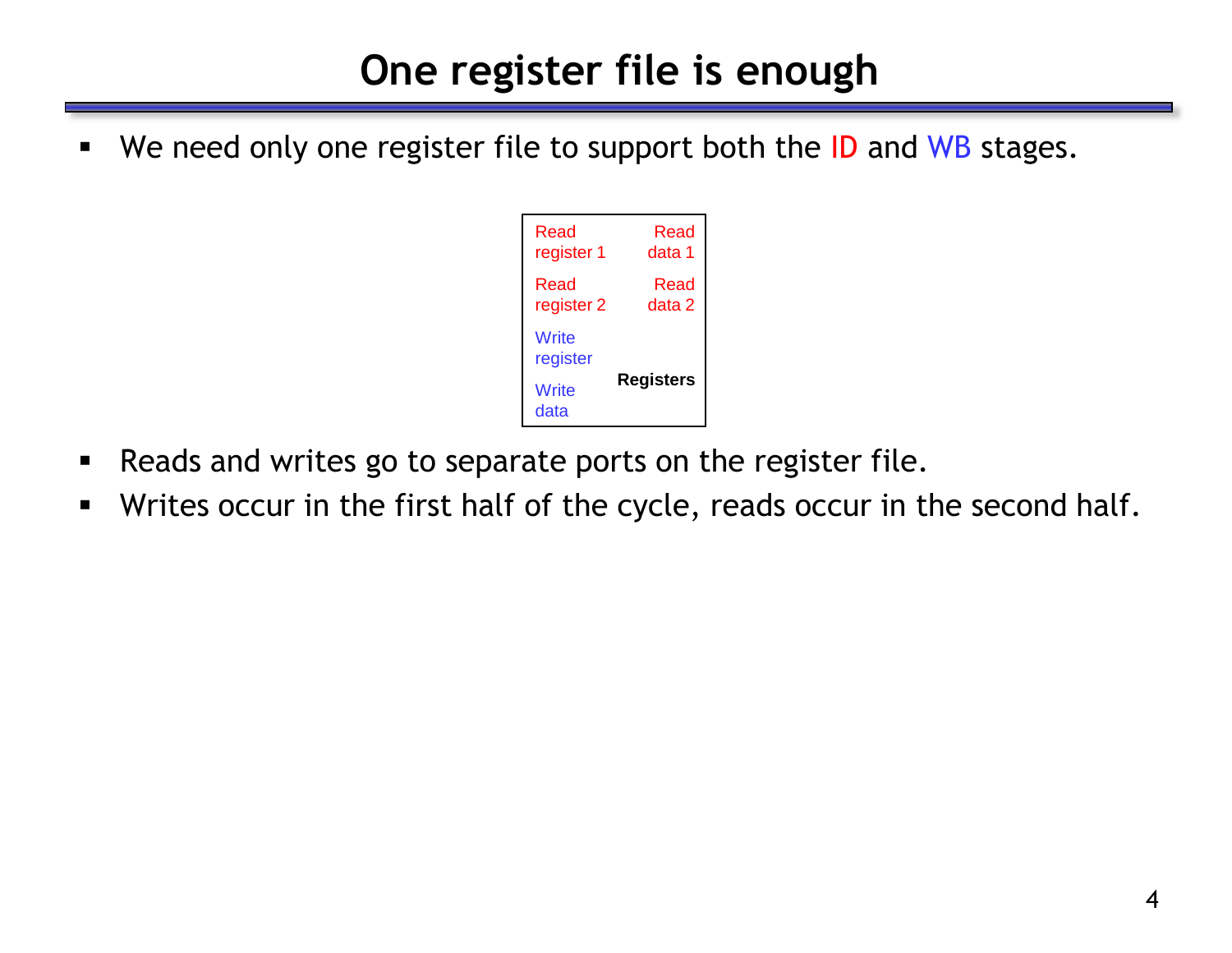# One register file is enough

- We need only one register file to support both the ID and WB stages.

| Inputs | Outputs |
| --- | --- |
| Read register 1 | Read data 1 |
| Read register 2 | Read data 2 |
| Write register | |
| Write data | Registers |

- Reads and writes go to separate ports on the register file.
- Writes occur in the first half of the cycle, reads occur in the second half.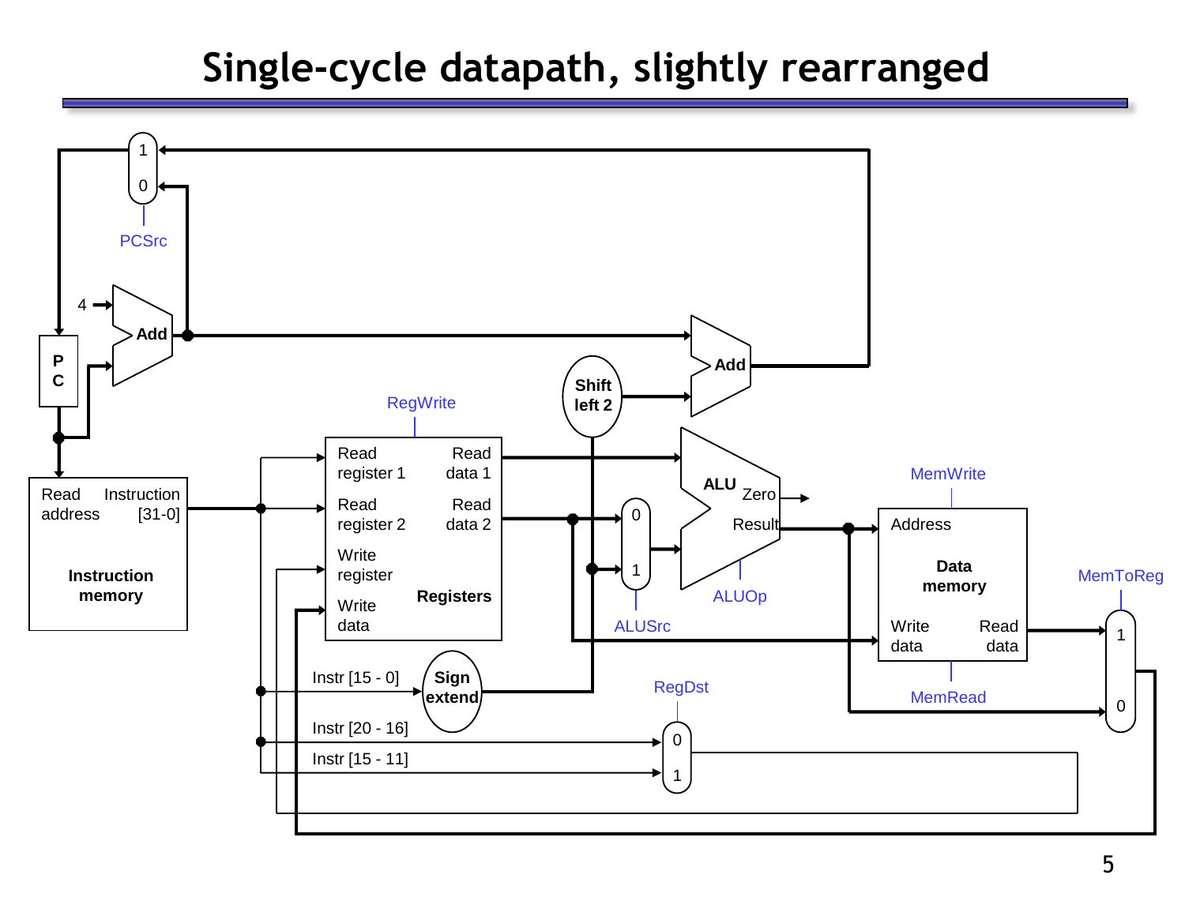# Single-cycle datapath, slightly rearranged

PCSrc

PC

4

Add

Add

Shift left 2

RegWrite

Read address

Instruction [31-0]

Instruction memory

Read register 1

Read register 2

Write register

Write data

Read data 1

Read data 2

Registers

ALU

Zero

Result

ALUSrc

ALUOp

MemWrite

Address

Data memory

Write data

Read data

MemRead

MemToReg

Instr [15 - 0]

Sign extend

Instr [20 - 16]

Instr [15 - 11]

RegDst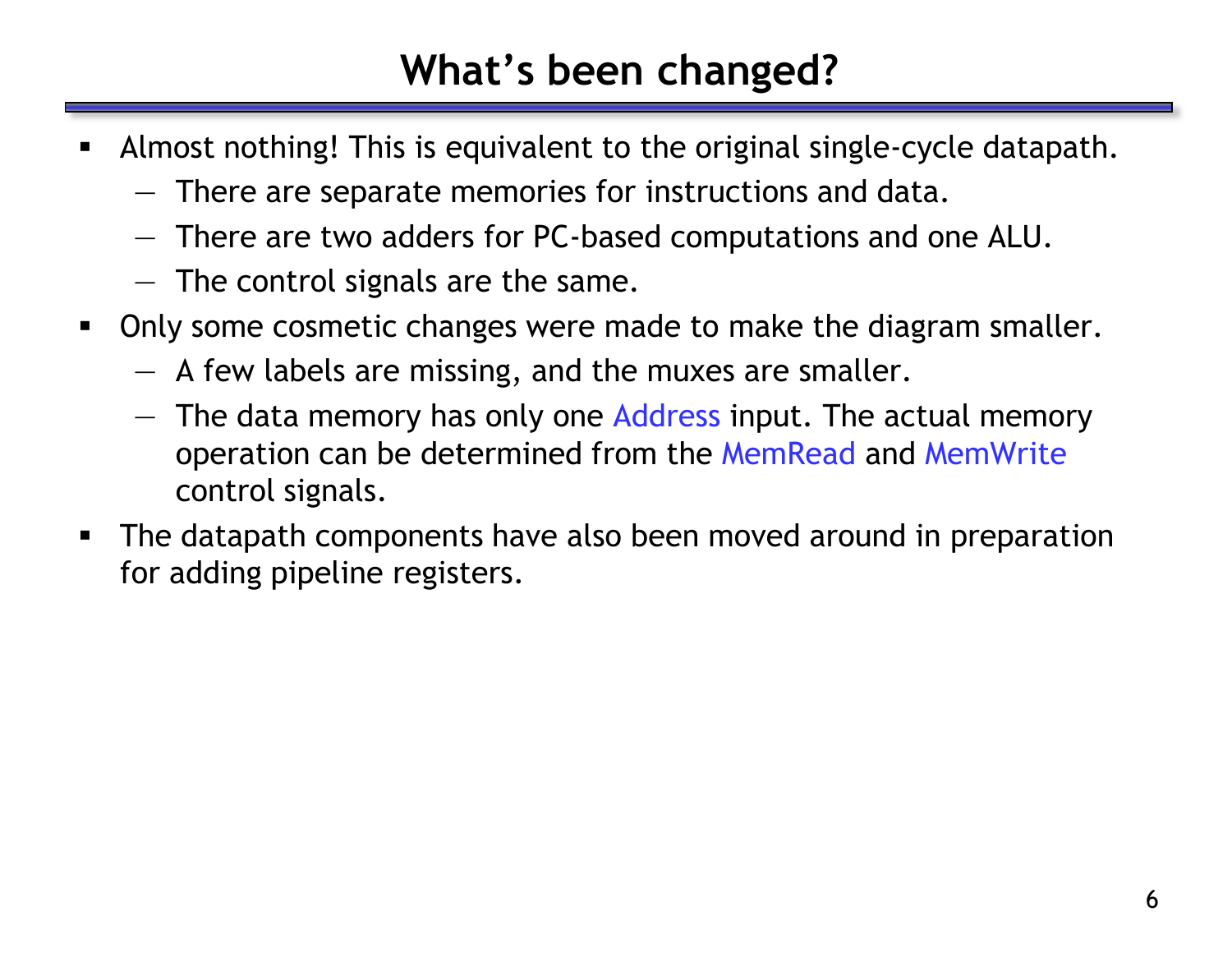# What's been changed?

- Almost nothing! This is equivalent to the original single-cycle datapath.
  - There are separate memories for instructions and data.
  - There are two adders for PC-based computations and one ALU.
  - The control signals are the same.
- Only some cosmetic changes were made to make the diagram smaller.
  - A few labels are missing, and the muxes are smaller.
  - The data memory has only one Address input. The actual memory operation can be determined from the MemRead and MemWrite control signals.
- The datapath components have also been moved around in preparation for adding pipeline registers.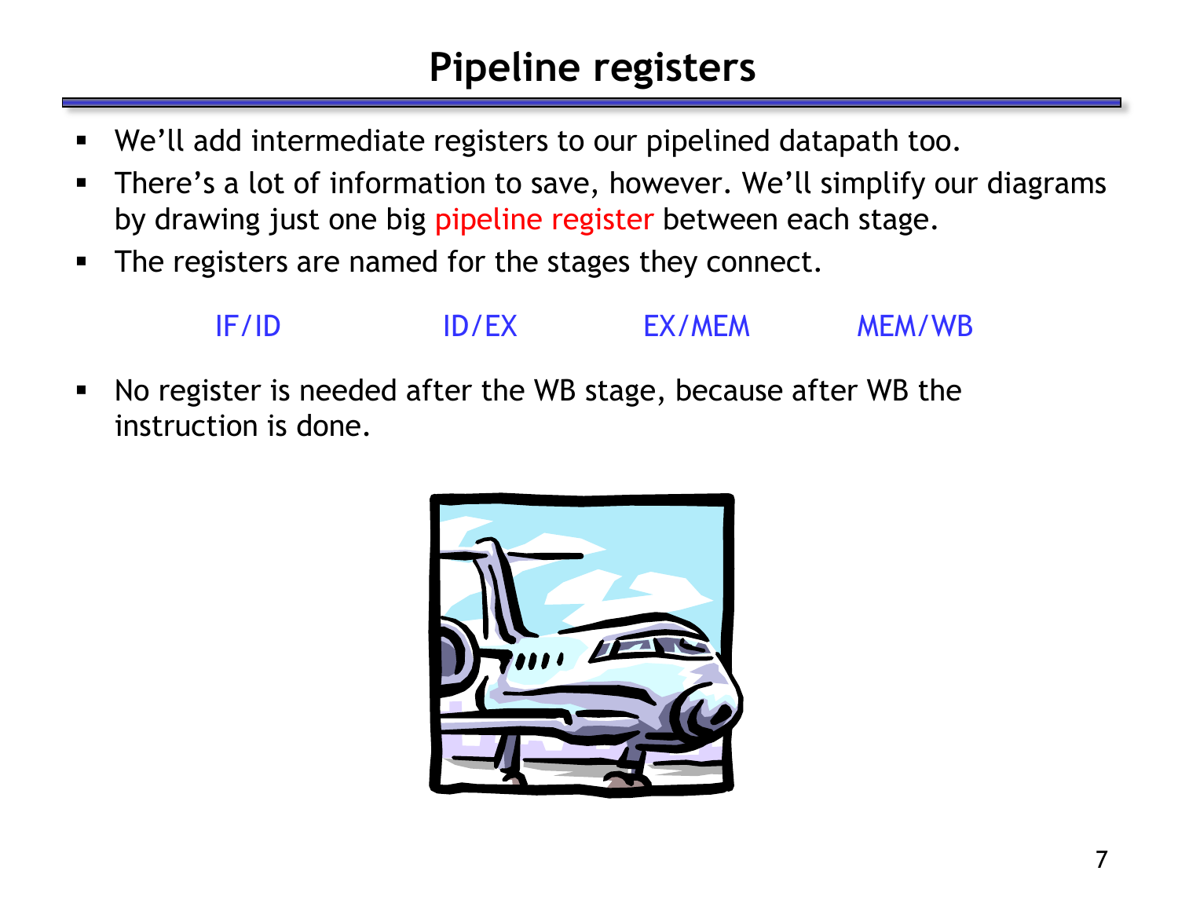# Pipeline registers

- We'll add intermediate registers to our pipelined datapath too.
- There's a lot of information to save, however. We'll simplify our diagrams by drawing just one big pipeline register between each stage.
- The registers are named for the stages they connect.

IF/ID　　　ID/EX　　　EX/MEM　　　MEM/WB

- No register is needed after the WB stage, because after WB the instruction is done.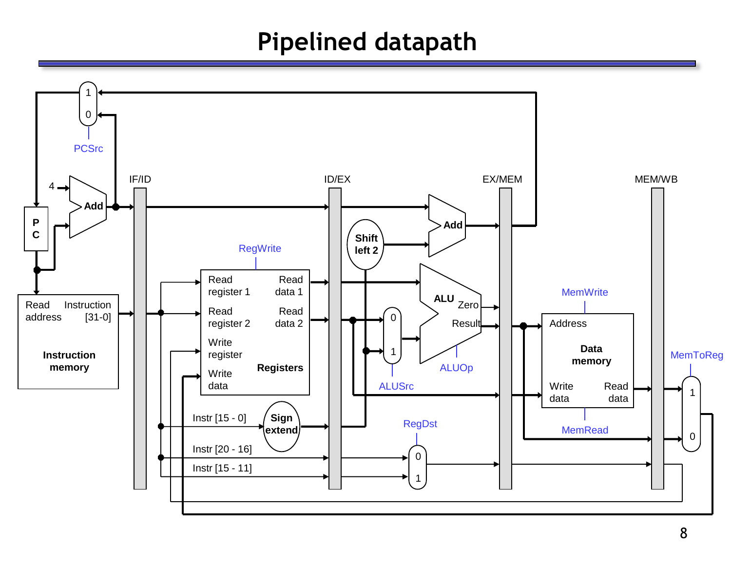# Pipelined datapath

PCSrc
1
0
4
Add
P C
IF/ID
ID/EX
EX/MEM
MEM/WB
Add
Shift left 2
RegWrite
Read address
Instruction [31-0]
Instruction memory
Read register 1
Read register 2
Write register
Write data
Read data 1
Read data 2
Registers
ALU
Zero
Result
0
1
ALUSrc
ALUOp
MemWrite
Address
Data memory
Write data
Read data
MemRead
MemToReg
1
0
Instr [15 - 0]
Sign extend
Instr [20 - 16]
Instr [15 - 11]
RegDst
0
1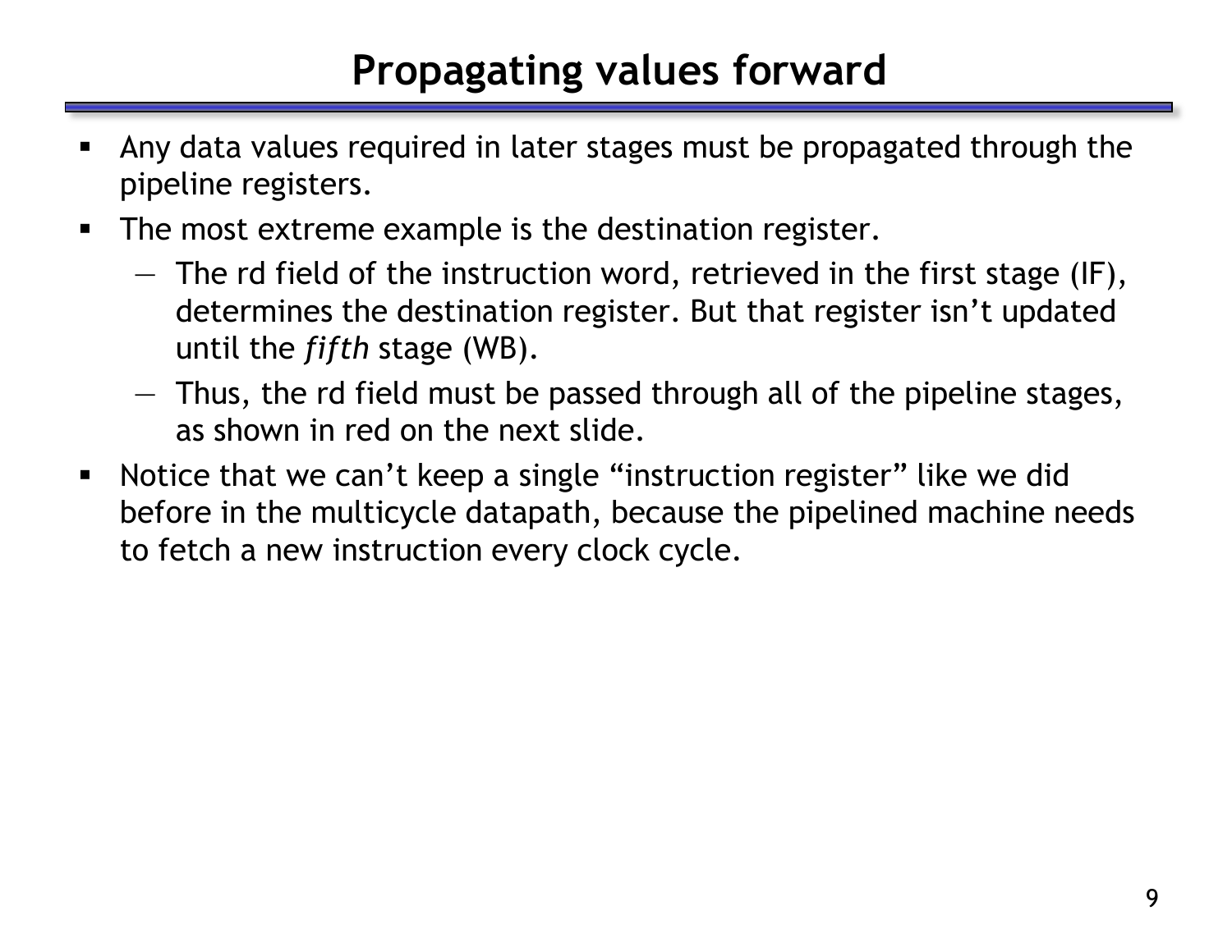# Propagating values forward

- Any data values required in later stages must be propagated through the pipeline registers.
- The most extreme example is the destination register.
  - The rd field of the instruction word, retrieved in the first stage (IF), determines the destination register. But that register isn't updated until the *fifth* stage (WB).
  - Thus, the rd field must be passed through all of the pipeline stages, as shown in red on the next slide.
- Notice that we can't keep a single "instruction register" like we did before in the multicycle datapath, because the pipelined machine needs to fetch a new instruction every clock cycle.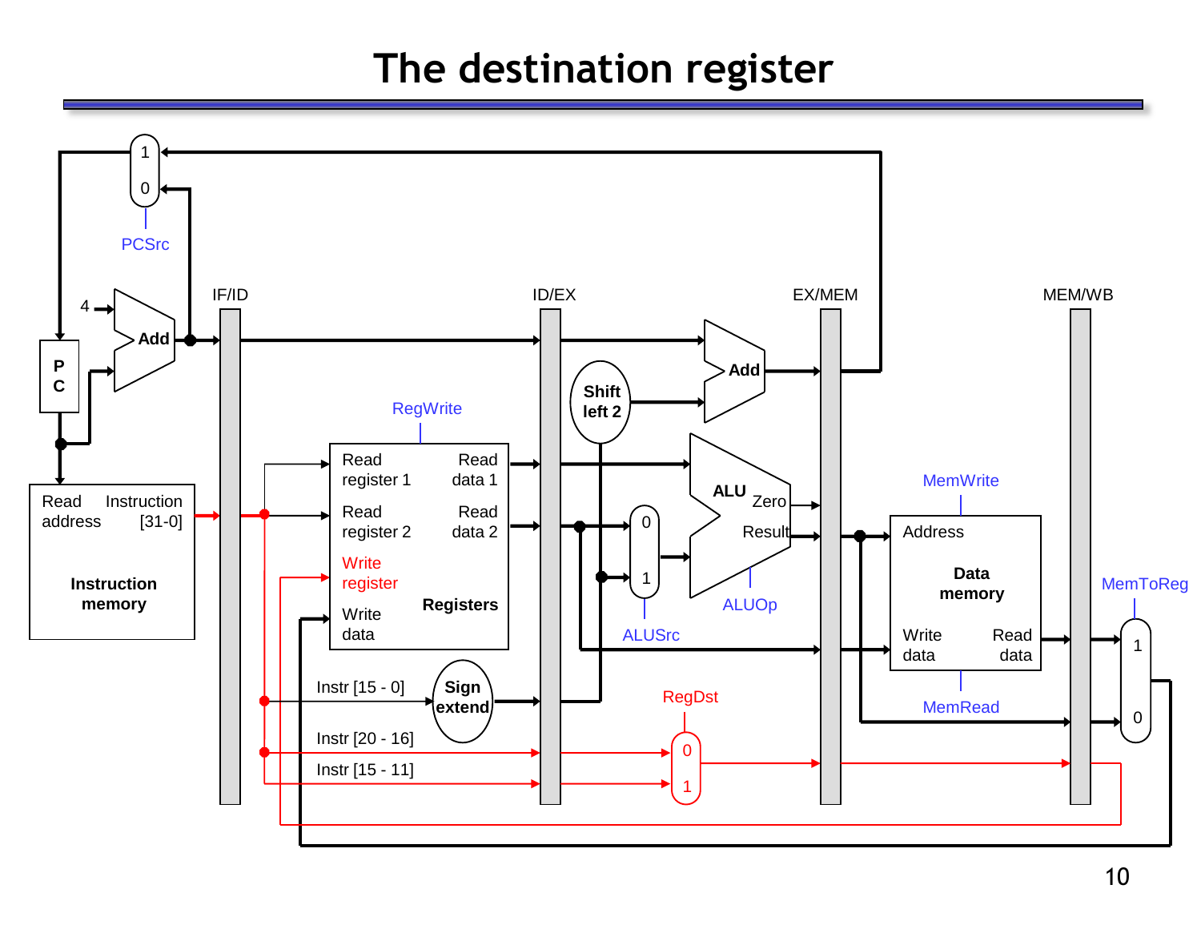# The destination register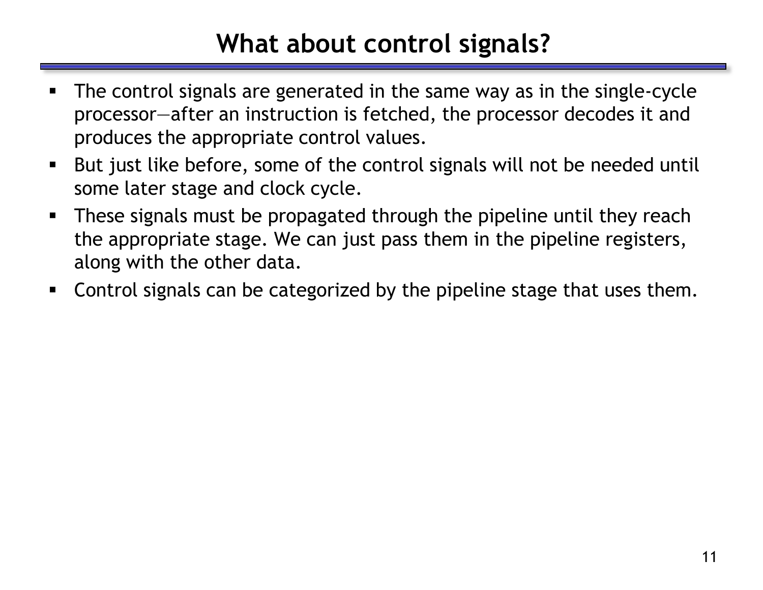# What about control signals?

- The control signals are generated in the same way as in the single-cycle processor—after an instruction is fetched, the processor decodes it and produces the appropriate control values.
- But just like before, some of the control signals will not be needed until some later stage and clock cycle.
- These signals must be propagated through the pipeline until they reach the appropriate stage. We can just pass them in the pipeline registers, along with the other data.
- Control signals can be categorized by the pipeline stage that uses them.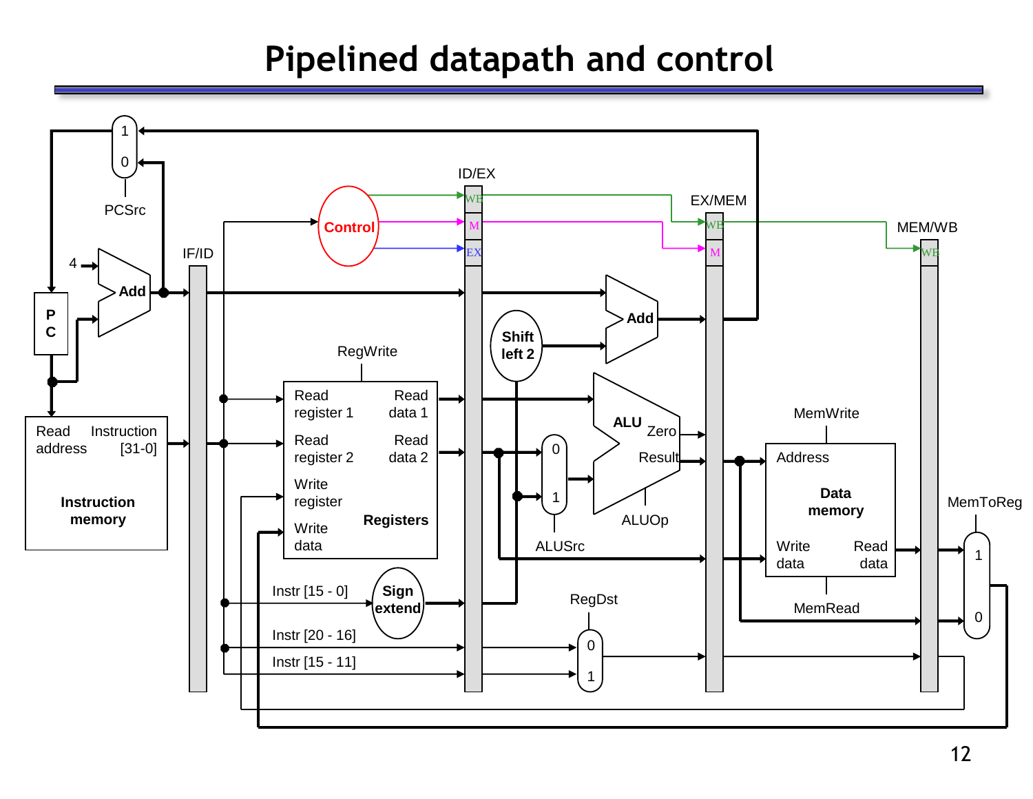# Pipelined datapath and control

PCSrc

IF/ID

ID/EX

EX/MEM

MEM/WB

Control

WB

M

EX

4

Add

PC

Read address

Instruction [31-0]

Instruction memory

RegWrite

Read register 1

Read register 2

Write register

Write data

Read data 1

Read data 2

Registers

Shift left 2

Add

ALU

Zero

Result

ALUSrc

ALUOp

Instr [15 - 0]

Sign extend

Instr [20 - 16]

Instr [15 - 11]

RegDst

MemWrite

Address

Data memory

Write data

Read data

MemRead

MemToReg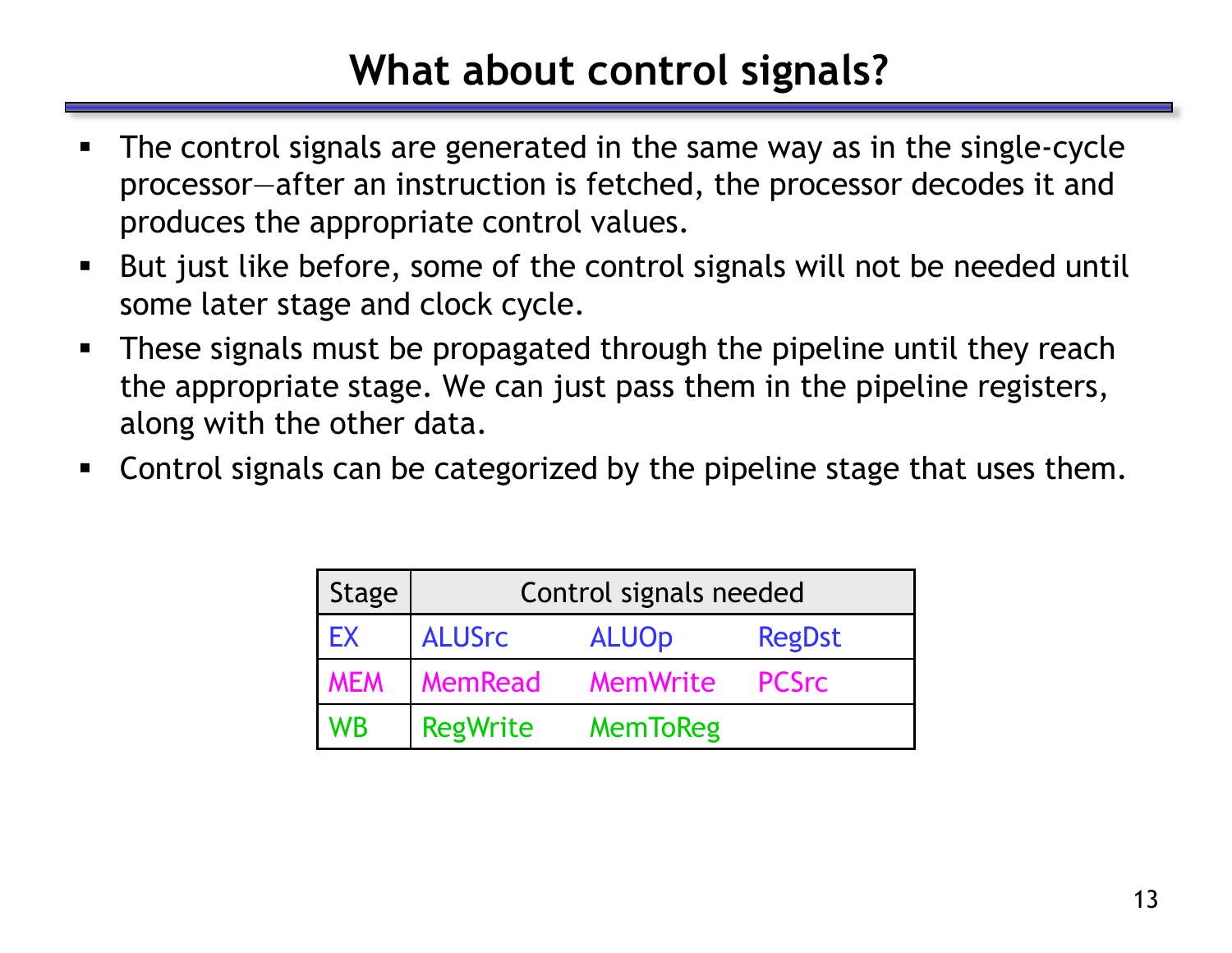# What about control signals?

- The control signals are generated in the same way as in the single-cycle processor—after an instruction is fetched, the processor decodes it and produces the appropriate control values.
- But just like before, some of the control signals will not be needed until some later stage and clock cycle.
- These signals must be propagated through the pipeline until they reach the appropriate stage. We can just pass them in the pipeline registers, along with the other data.
- Control signals can be categorized by the pipeline stage that uses them.

| Stage | Control signals needed | | |
|---|---|---|---|
| EX | ALUSrc | ALUOp | RegDst |
| MEM | MemRead | MemWrite | PCSrc |
| WB | RegWrite | MemToReg | |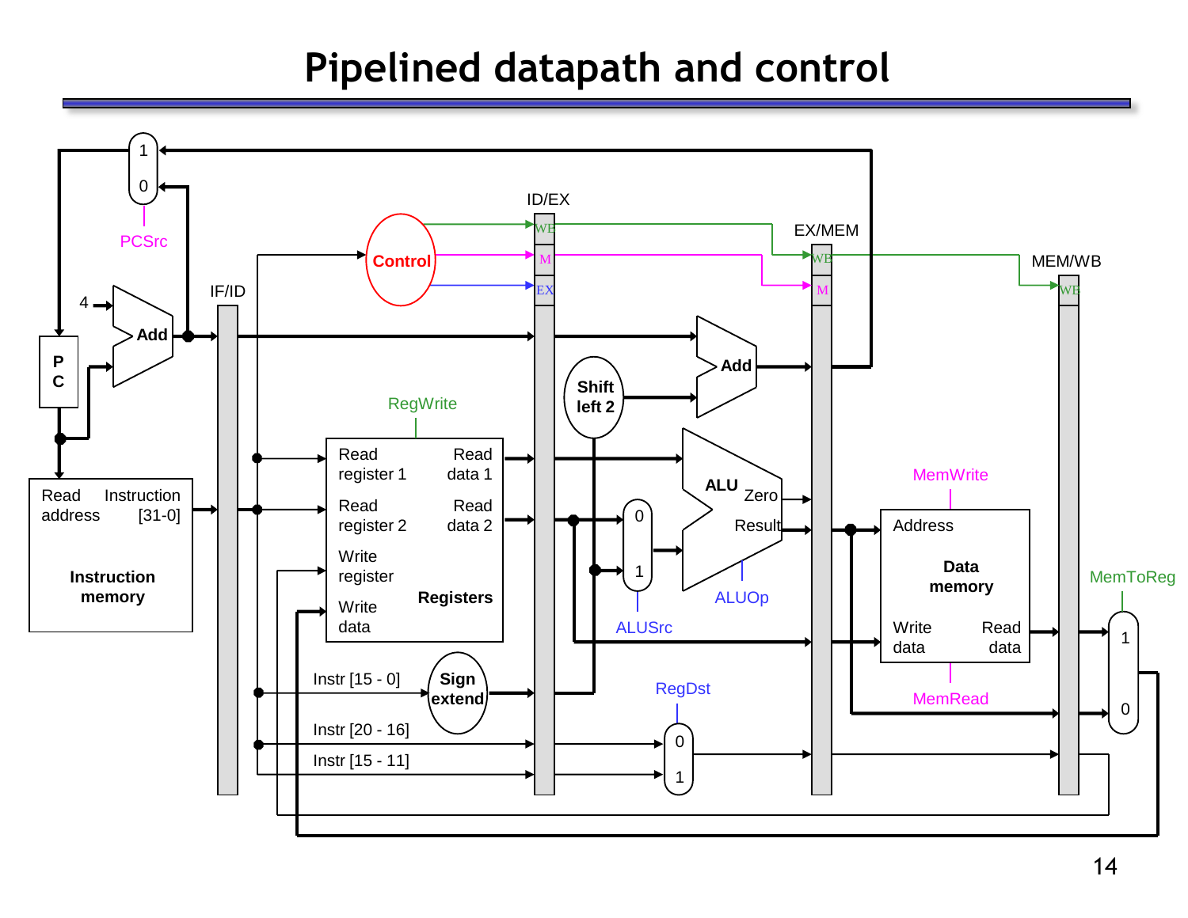# Pipelined datapath and control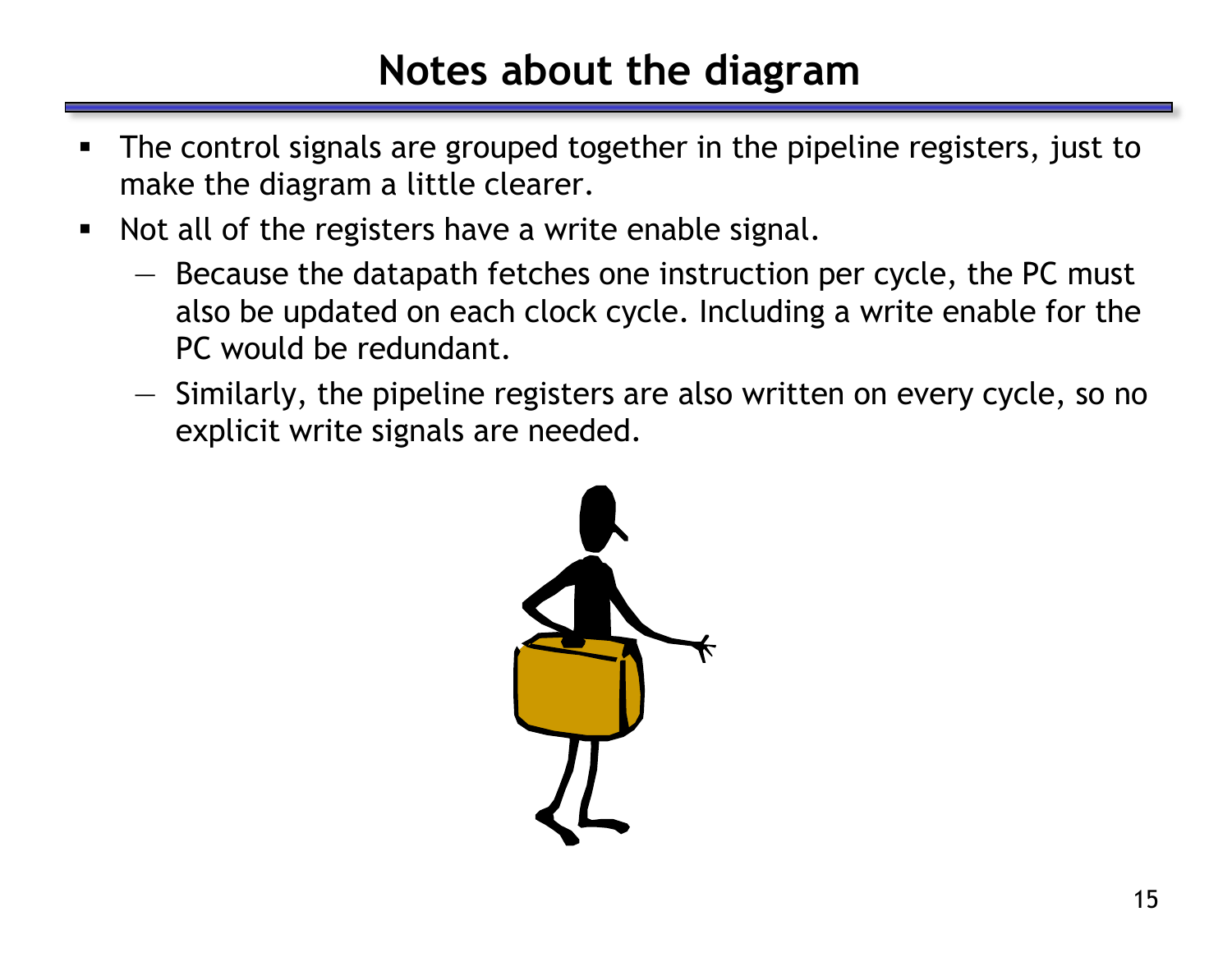# Notes about the diagram

- The control signals are grouped together in the pipeline registers, just to make the diagram a little clearer.
- Not all of the registers have a write enable signal.
  - Because the datapath fetches one instruction per cycle, the PC must also be updated on each clock cycle. Including a write enable for the PC would be redundant.
  - Similarly, the pipeline registers are also written on every cycle, so no explicit write signals are needed.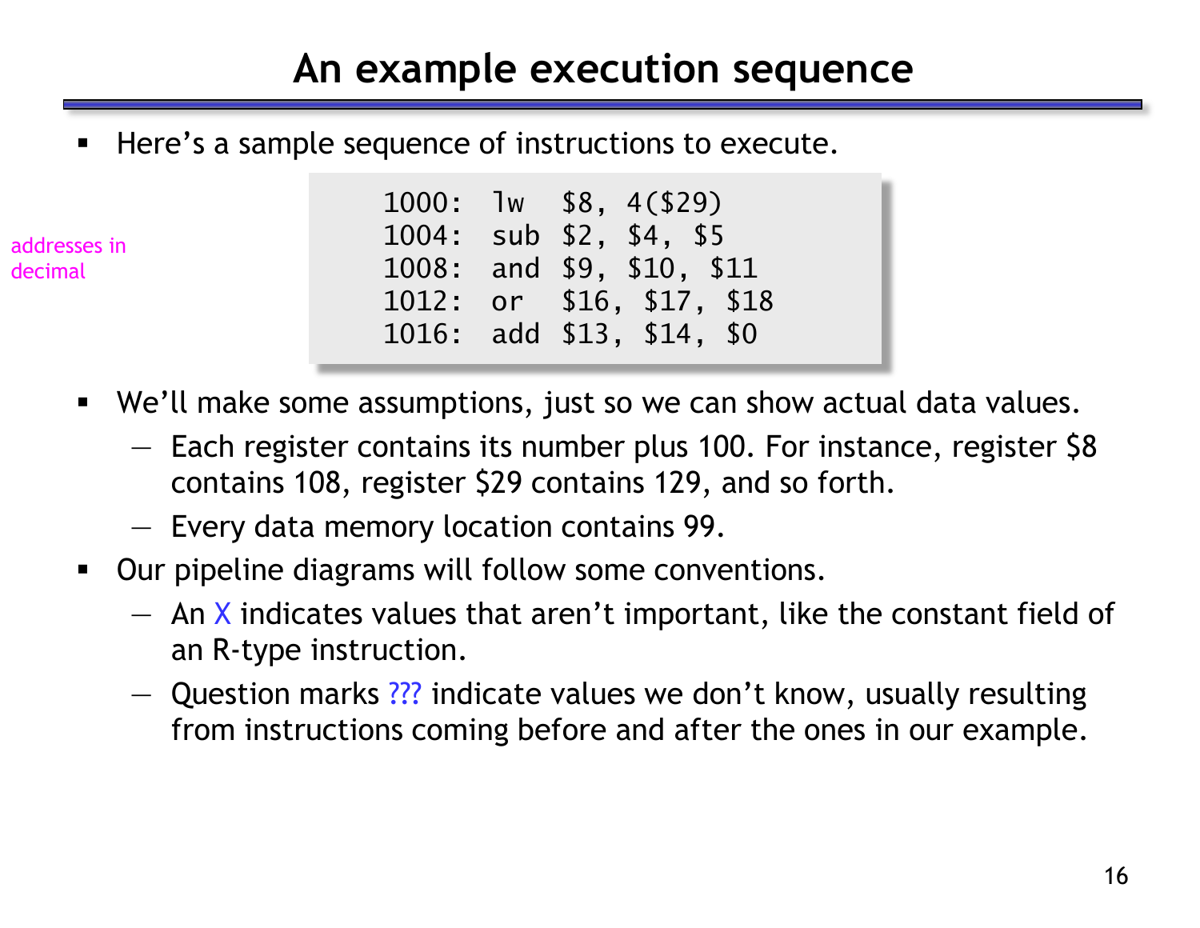# An example execution sequence

- Here's a sample sequence of instructions to execute.

addresses in decimal

```
1000:  lw  $8, 4($29)
1004:  sub $2, $4, $5
1008:  and $9, $10, $11
1012:  or  $16, $17, $18
1016:  add $13, $14, $0
```

- We'll make some assumptions, just so we can show actual data values.
  - Each register contains its number plus 100. For instance, register $8 contains 108, register $29 contains 129, and so forth.
  - Every data memory location contains 99.
- Our pipeline diagrams will follow some conventions.
  - An X indicates values that aren't important, like the constant field of an R-type instruction.
  - Question marks ??? indicate values we don't know, usually resulting from instructions coming before and after the ones in our example.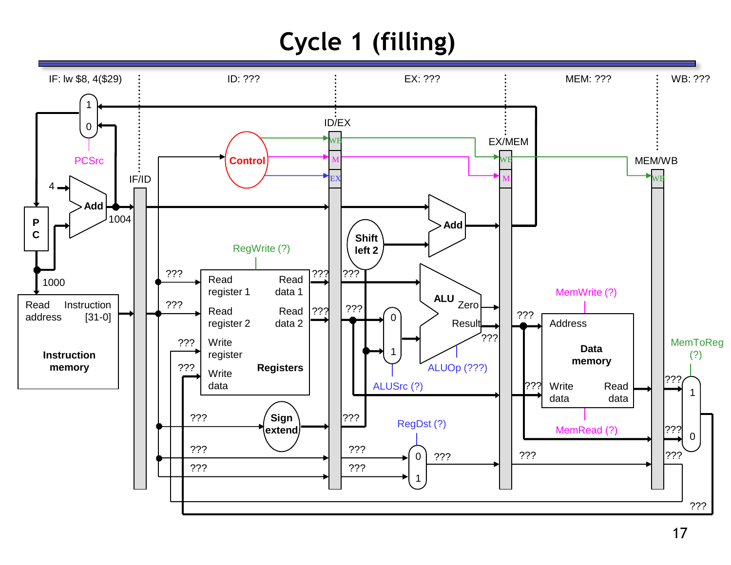# Cycle 1 (filling)

IF: lw $8, 4($29) ID: ??? EX: ??? MEM: ??? WB: ???

PCSrc, 1, 0, 4, Add, 1004, PC, 1000, Read address, Instruction [31-0], Instruction memory, IF/ID, Control, ID/EX, WB, M, EX, EX/MEM, MEM/WB, RegWrite (?), Read register 1, Read register 2, Write register, Write data, Read data 1, Read data 2, Registers, Shift left 2, Add, ALU, Zero, Result, ALUOp (???), ALUSrc (?), 0, 1, Sign extend, RegDst (?), MemWrite (?), Address, Data memory, Write data, Read data, MemRead (?), MemToReg (?), ???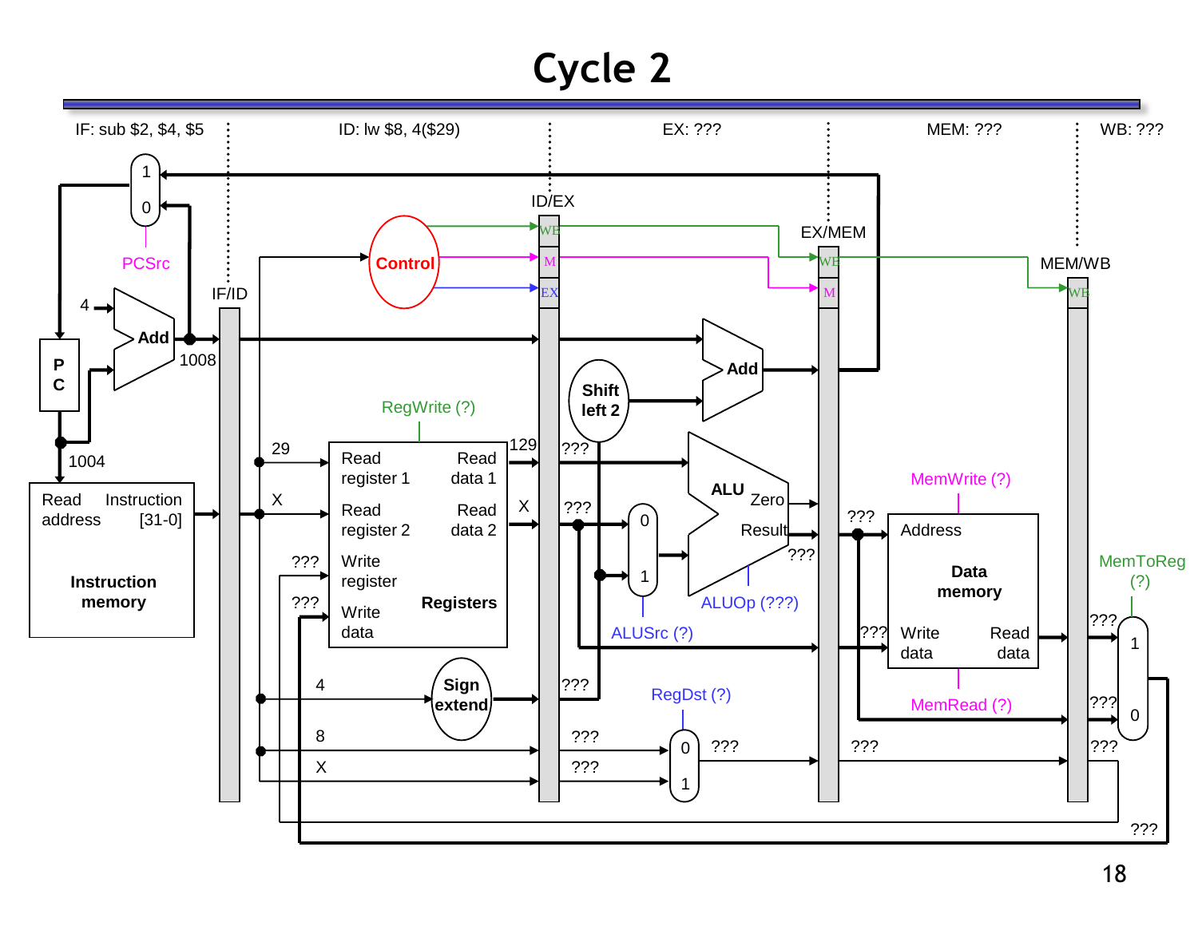# Cycle 2

IF: sub $2, $4, $5

ID: lw $8, 4($29)

EX: ???

MEM: ???

WB: ???

IF/ID

ID/EX

EX/MEM

MEM/WB

PCSrc

Control

WB

M

EX

4

Add

1008

P C

1004

Read address

Instruction [31-0]

Instruction memory

RegWrite (?)

29

X

???

???

Read register 1

Read register 2

Write register

Write data

Read data 1

Read data 2

Registers

129

X

Shift left 2

Add

ALU

Zero

Result

ALUSrc (?)

ALUOp (???)

4

Sign extend

8

X

RegDst (?)

MemWrite (?)

Address

Data memory

Write data

Read data

MemRead (?)

MemToReg (?)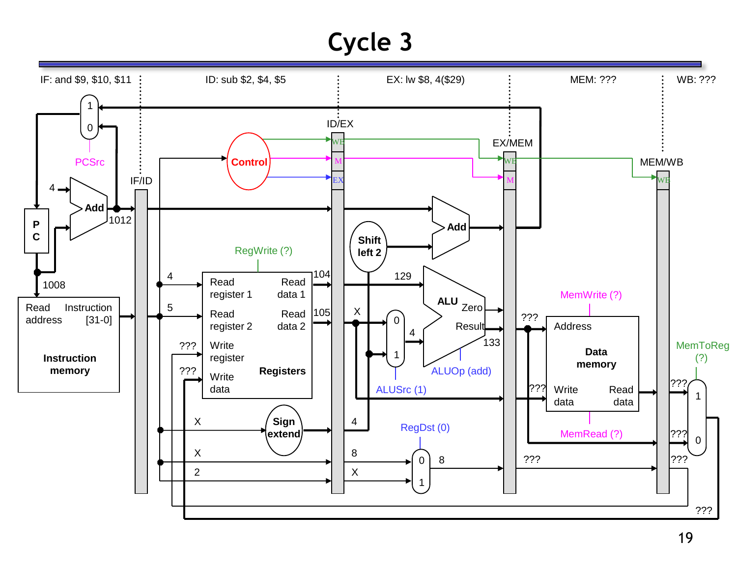# Cycle 3

IF: and $9, $10, $11 | ID: sub $2, $4, $5 | EX: lw $8, 4($29) | MEM: ??? | WB: ???

PCSrc

Control

IF/ID | ID/EX | EX/MEM | MEM/WB

WB, M, EX | WB, M | WB

4 → Add → 1012

PC

1008

Read address | Instruction [31-0]

**Instruction memory**

RegWrite (?)

4 → Read register 1 | Read data 1 → 104

5 → Read register 2 | Read data 2 → 105

??? → Write register

??? → Write data

**Registers**

X → Sign extend → 4

X → 8

2 → X

Shift left 2

Add

129

X

ALUSrc (1)

4

ALU | Zero | Result → 133

ALUOp (add)

RegDst (0) → 8

???

MemWrite (?)

Address | Write data | Read data

**Data memory**

MemRead (?)

MemToReg (?)

???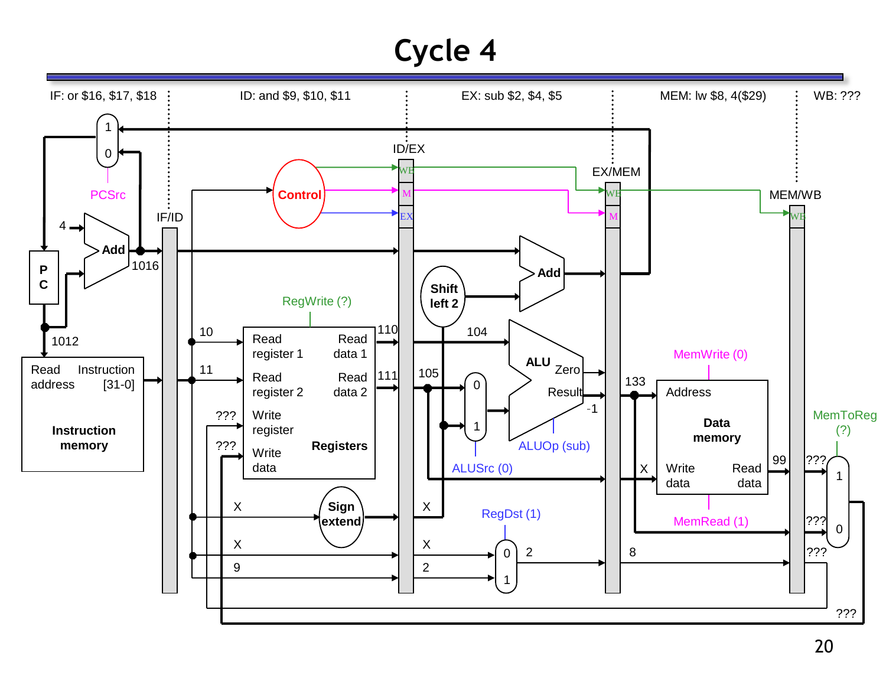# Cycle 4

IF: or $16, $17, $18

ID: and $9, $10, $11

EX: sub $2, $4, $5

MEM: lw $8, 4($29)

WB: ???

PCSrc

4

Add

1016

PC

1012

Read address

Instruction [31-0]

Instruction memory

IF/ID

Control

ID/EX

WB

M

EX

EX/MEM

WB

M

MEM/WB

WB

RegWrite (?)

10

11

???

???

Read register 1

Read register 2

Write register

Write data

Read data 1

Read data 2

Registers

110

111

Shift left 2

Add

104

105

0

1

ALUSrc (0)

ALU

Zero

Result

-1

ALUOp (sub)

133

Address

Data memory

Write data

Read data

MemWrite (0)

MemRead (1)

X

99

???

???

MemToReg (?)

1

0

Sign extend

X

X

X

X

9

2

RegDst (1)

0

1

2

8

???

???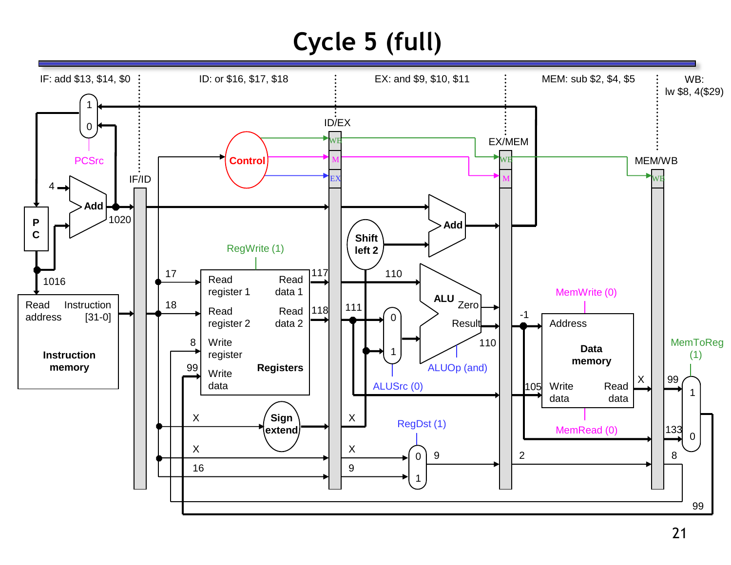# Cycle 5 (full)

IF: add $13, $14, $0

ID: or $16, $17, $18

EX: and $9, $10, $11

MEM: sub $2, $4, $5

WB: lw $8, 4($29)

1
0
PCSrc

IF/ID

ID/EX

EX/MEM

MEM/WB

Control

WB
M
EX

4
Add
1020

P
C

1016

Read address
Instruction [31-0]

Instruction memory

RegWrite (1)

17
18
8
99

Read register 1
Read register 2
Write register
Write data

Read data 1
Read data 2

Registers

117
118

Shift left 2

Add

110
111

0
1

ALUSrc (0)

ALU
Zero
Result

110

ALUOp (and)

-1

MemWrite (0)

Address

Data memory

Write data
Read data

105

MemRead (0)

X

99
133

MemToReg (1)

1
0

X
Sign extend
X

X
X
16
9

RegDst (1)

0
1

9
2
8

99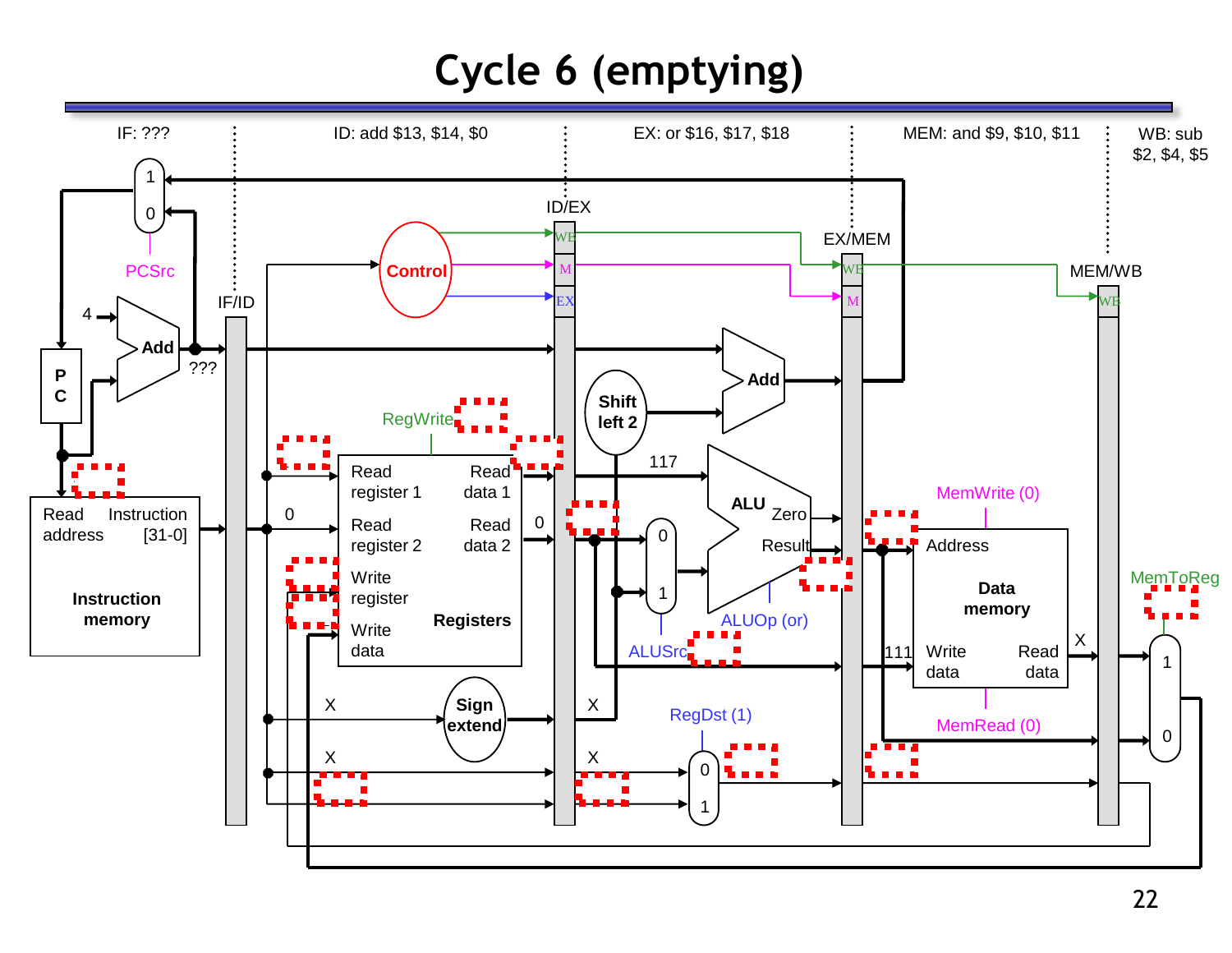# Cycle 6 (emptying)

IF: ???

ID: add $13, $14, $0

EX: or $16, $17, $18

MEM: and $9, $10, $11

WB: sub $2, $4, $5

IF/ID

ID/EX

EX/MEM

MEM/WB

PCSrc

Control

RegWrite

ALUSrc

ALUOp (or)

RegDst (1)

MemWrite (0)

MemRead (0)

MemToReg

PC

Add

Shift left 2

ALU

Zero

Result

Read address

Instruction [31-0]

Instruction memory

Read register 1

Read register 2

Write register

Write data

Read data 1

Read data 2

Registers

Sign extend

Address

Write data

Read data

Data memory

4

???

117

0

X

111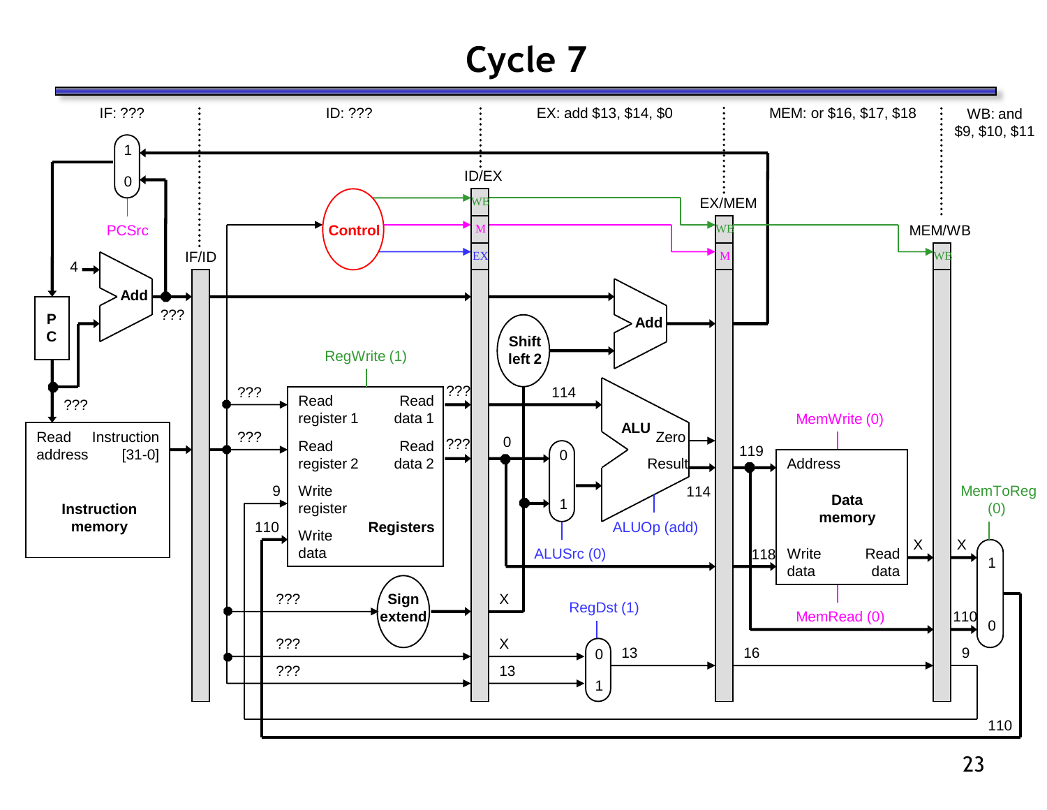# Cycle 7

IF: ???

ID: ???

EX: add $13, $14, $0

MEM: or $16, $17, $18

WB: and $9, $10, $11

PCSrc

Control

4

Add

???

PC

???

Read address

Instruction [31-0]

Instruction memory

IF/ID

ID/EX

WB

M

EX

EX/MEM

MEM/WB

RegWrite (1)

???

Read register 1

Read data 1

???

???

Read register 2

Read data 2

???

9

Write register

110

Write data

Registers

???

Sign extend

???

???

Shift left 2

Add

114

ALU

Zero

Result

0

0

1

ALUSrc (0)

ALUOp (add)

114

X

X

13

RegDst (1)

0

1

13

119

118

16

MemWrite (0)

Address

Data memory

Write data

Read data

MemRead (0)

X

MemToReg (0)

X

1

110

0

9

110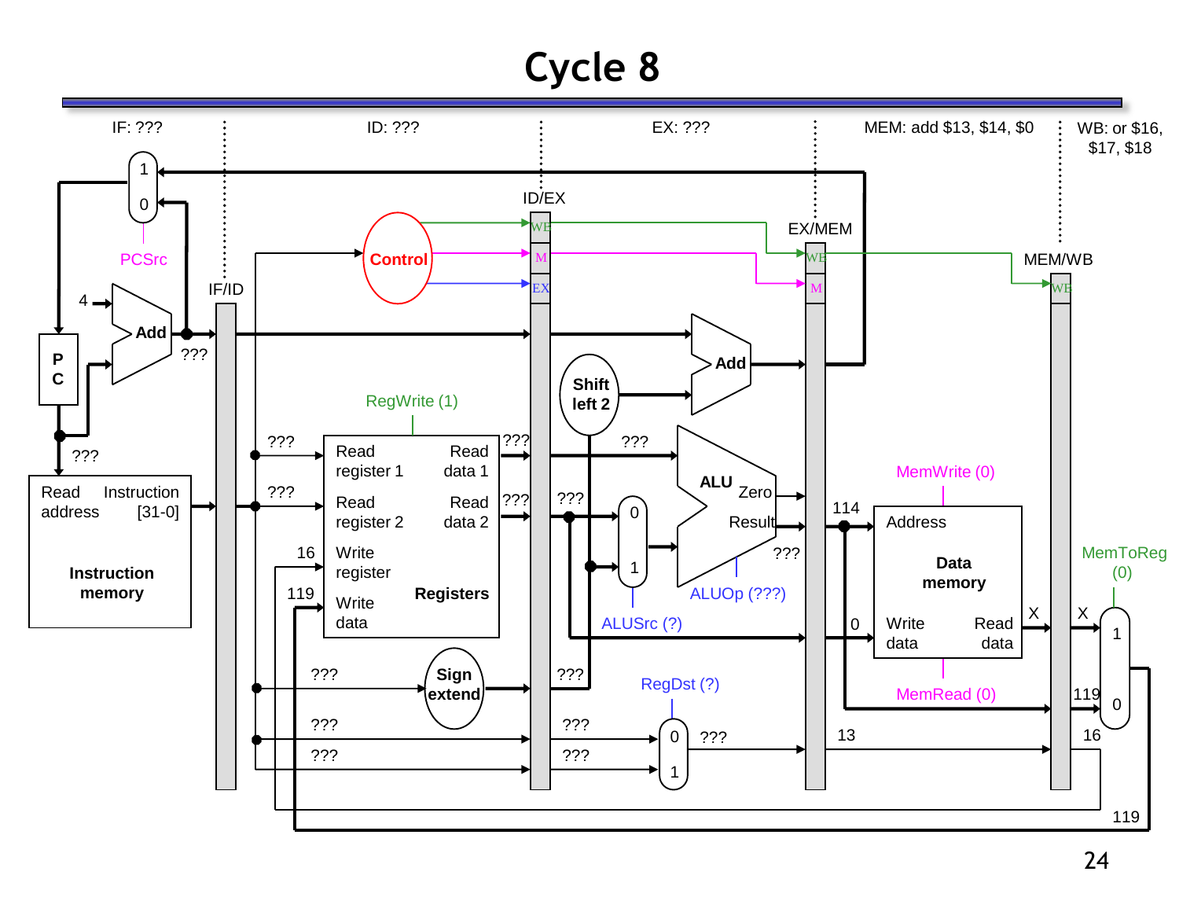# Cycle 8

IF: ???

ID: ???

EX: ???

MEM: add $13, $14, $0

WB: or $16, $17, $18

IF/ID

ID/EX

EX/MEM

MEM/WB

PCSrc

Control

4

Add

???

PC

???

Read address

Instruction [31-0]

Instruction memory

RegWrite (1)

???

???

Read register 1

Read register 2

16

Write register

119

Write data

Read data 1

Read data 2

Registers

???

???

Shift left 2

Add

???

???

ALU

Zero

Result

???

ALUSrc (?)

ALUOp (???)

???

Sign extend

???

???

???

???

???

RegDst (?)

???

114

0

MemWrite (0)

Address

Data memory

Write data

Read data

MemRead (0)

X

X

MemToReg (0)

119

13

16

119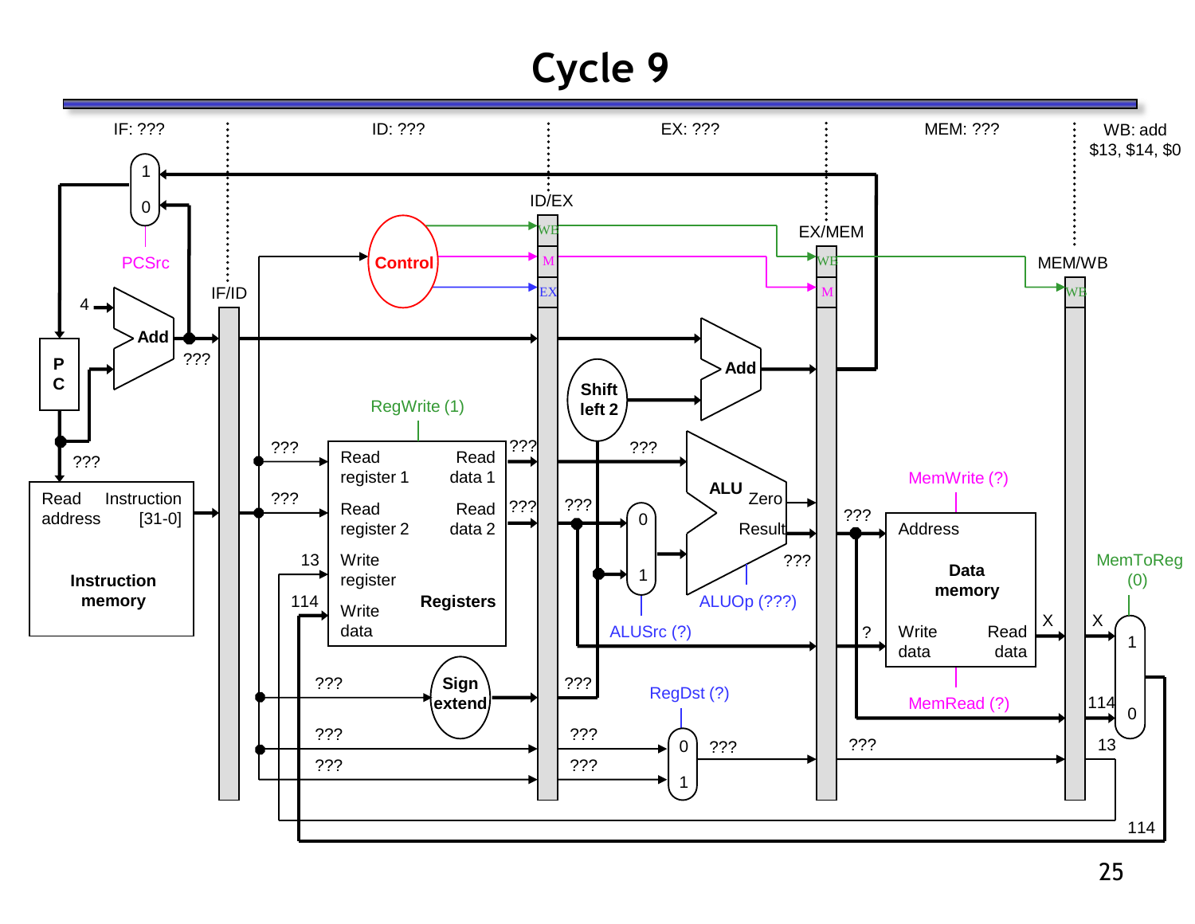# Cycle 9

IF: ???

ID: ???

EX: ???

MEM: ???

WB: add $13, $14, $0

IF/ID

ID/EX

EX/MEM

MEM/WB

PCSrc

Control

4

Add

???

PC

???

Read address

Instruction [31-0]

Instruction memory

RegWrite (1)

???

???

13

114

Read register 1

Read register 2

Write register

Write data

Read data 1

Read data 2

Registers

???

???

Shift left 2

Add

???

???

ALU

Zero

Result

???

ALUSrc (?)

ALUOp (???)

???

Sign extend

???

???

???

???

???

RegDst (?)

???

???

MemWrite (?)

Address

Data memory

Write data

Read data

MemRead (?)

?

X

X

MemToReg (0)

114

13

114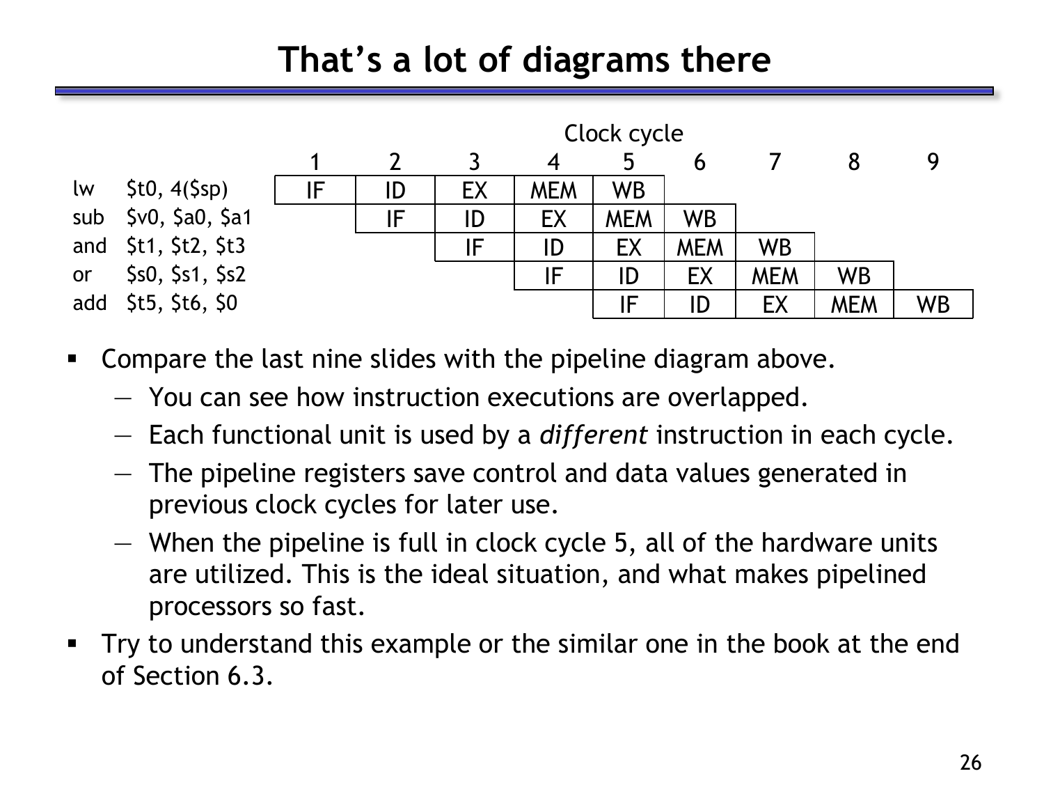# That's a lot of diagrams there

| | | Clock cycle | | | | | | | | |
|---|---|---|---|---|---|---|---|---|---|---|
| | | 1 | 2 | 3 | 4 | 5 | 6 | 7 | 8 | 9 |
| lw | $t0, 4($sp) | IF | ID | EX | MEM | WB | | | | |
| sub | $v0, $a0, $a1 | | IF | ID | EX | MEM | WB | | | |
| and | $t1, $t2, $t3 | | | IF | ID | EX | MEM | WB | | |
| or | $s0, $s1, $s2 | | | | IF | ID | EX | MEM | WB | |
| add | $t5, $t6, $0 | | | | | IF | ID | EX | MEM | WB |

- Compare the last nine slides with the pipeline diagram above.
  - You can see how instruction executions are overlapped.
  - Each functional unit is used by a *different* instruction in each cycle.
  - The pipeline registers save control and data values generated in previous clock cycles for later use.
  - When the pipeline is full in clock cycle 5, all of the hardware units are utilized. This is the ideal situation, and what makes pipelined processors so fast.
- Try to understand this example or the similar one in the book at the end of Section 6.3.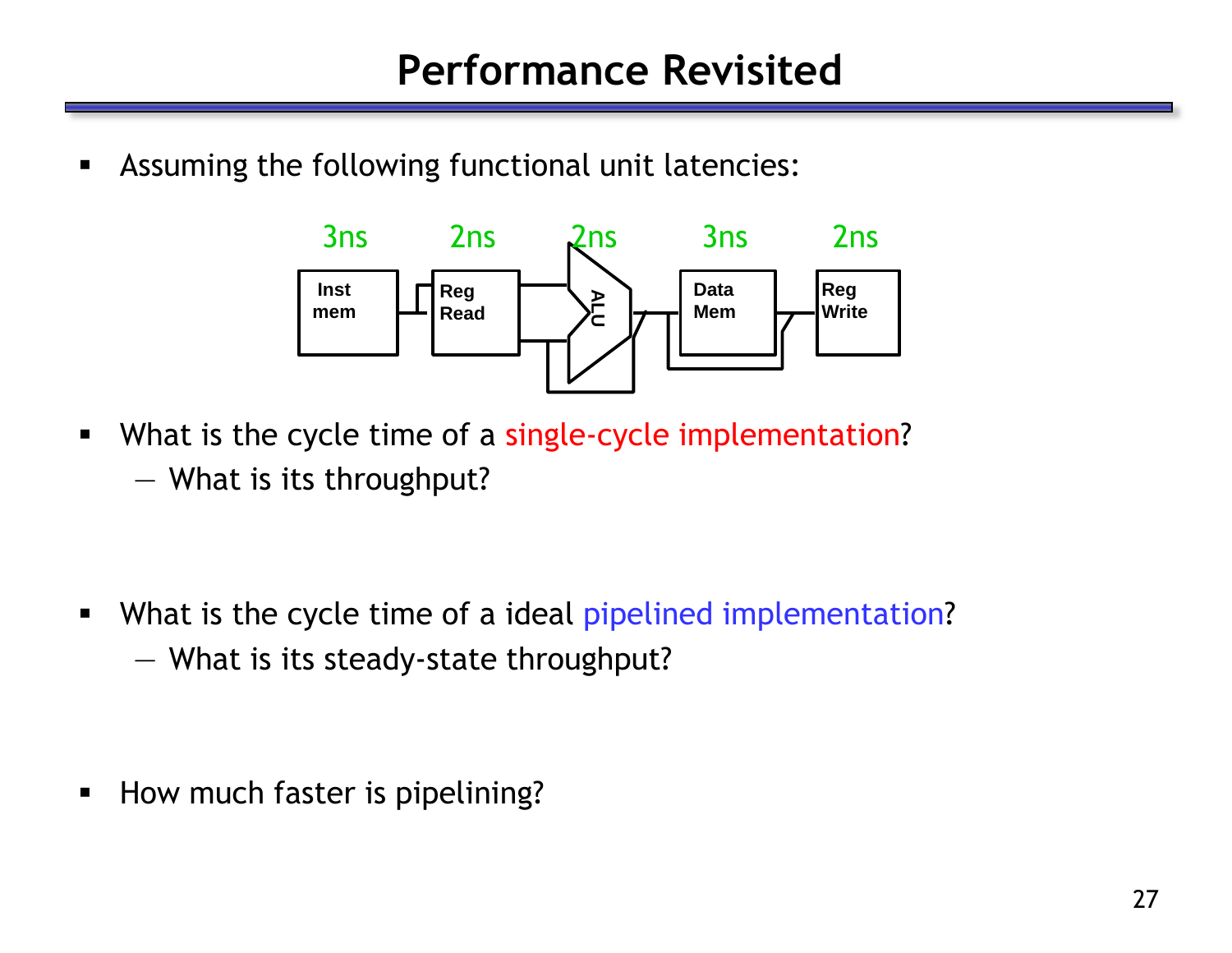# Performance Revisited

- Assuming the following functional unit latencies:

| Inst mem | Reg Read | ALU | Data Mem | Reg Write |
|---|---|---|---|---|
| 3ns | 2ns | 2ns | 3ns | 2ns |

- What is the cycle time of a single-cycle implementation?
  - What is its throughput?

- What is the cycle time of a ideal pipelined implementation?
  - What is its steady-state throughput?

- How much faster is pipelining?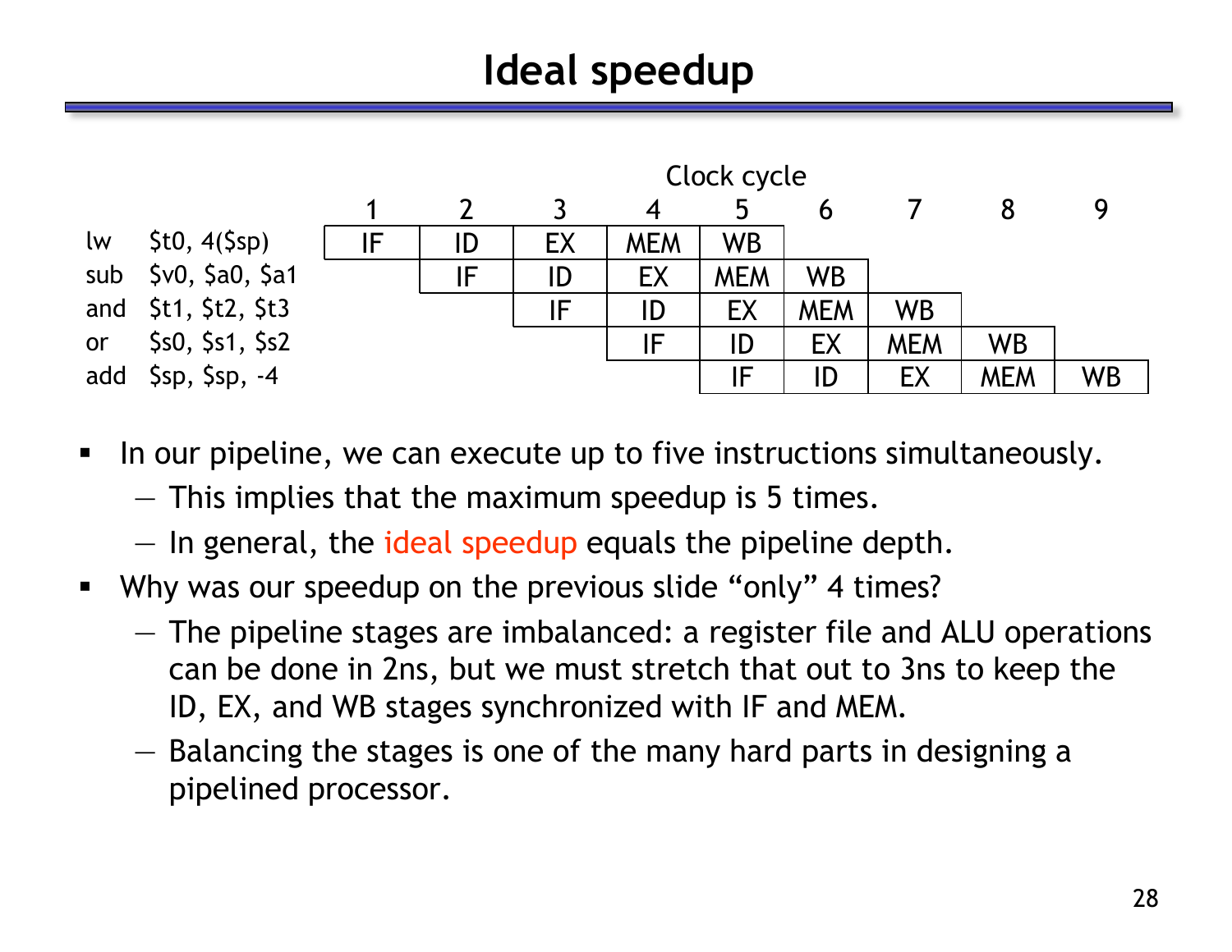# Ideal speedup

| | Clock cycle | | | | | | | | |
|---|---|---|---|---|---|---|---|---|---|
| | 1 | 2 | 3 | 4 | 5 | 6 | 7 | 8 | 9 |
| lw $t0, 4($sp) | IF | ID | EX | MEM | WB | | | | |
| sub $v0, $a0, $a1 | | IF | ID | EX | MEM | WB | | | |
| and $t1, $t2, $t3 | | | IF | ID | EX | MEM | WB | | |
| or $s0, $s1, $s2 | | | | IF | ID | EX | MEM | WB | |
| add $sp, $sp, -4 | | | | | IF | ID | EX | MEM | WB |

- In our pipeline, we can execute up to five instructions simultaneously.
  - This implies that the maximum speedup is 5 times.
  - In general, the ideal speedup equals the pipeline depth.
- Why was our speedup on the previous slide "only" 4 times?
  - The pipeline stages are imbalanced: a register file and ALU operations can be done in 2ns, but we must stretch that out to 3ns to keep the ID, EX, and WB stages synchronized with IF and MEM.
  - Balancing the stages is one of the many hard parts in designing a pipelined processor.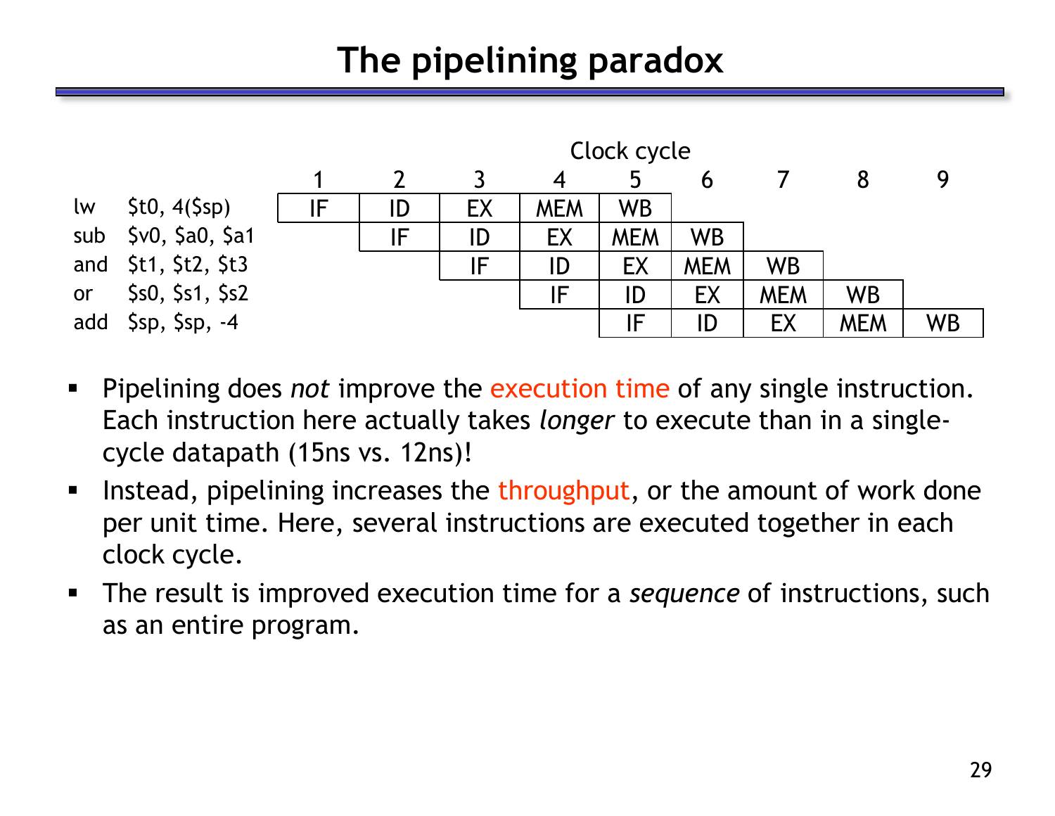# The pipelining paradox

| | Clock cycle 1 | 2 | 3 | 4 | 5 | 6 | 7 | 8 | 9 |
|---|---|---|---|---|---|---|---|---|---|
| lw $t0, 4($sp) | IF | ID | EX | MEM | WB | | | | |
| sub $v0, $a0, $a1 | | IF | ID | EX | MEM | WB | | | |
| and $t1, $t2, $t3 | | | IF | ID | EX | MEM | WB | | |
| or $s0, $s1, $s2 | | | | IF | ID | EX | MEM | WB | |
| add $sp, $sp, -4 | | | | | IF | ID | EX | MEM | WB |

- Pipelining does *not* improve the execution time of any single instruction. Each instruction here actually takes *longer* to execute than in a single-cycle datapath (15ns vs. 12ns)!
- Instead, pipelining increases the throughput, or the amount of work done per unit time. Here, several instructions are executed together in each clock cycle.
- The result is improved execution time for a *sequence* of instructions, such as an entire program.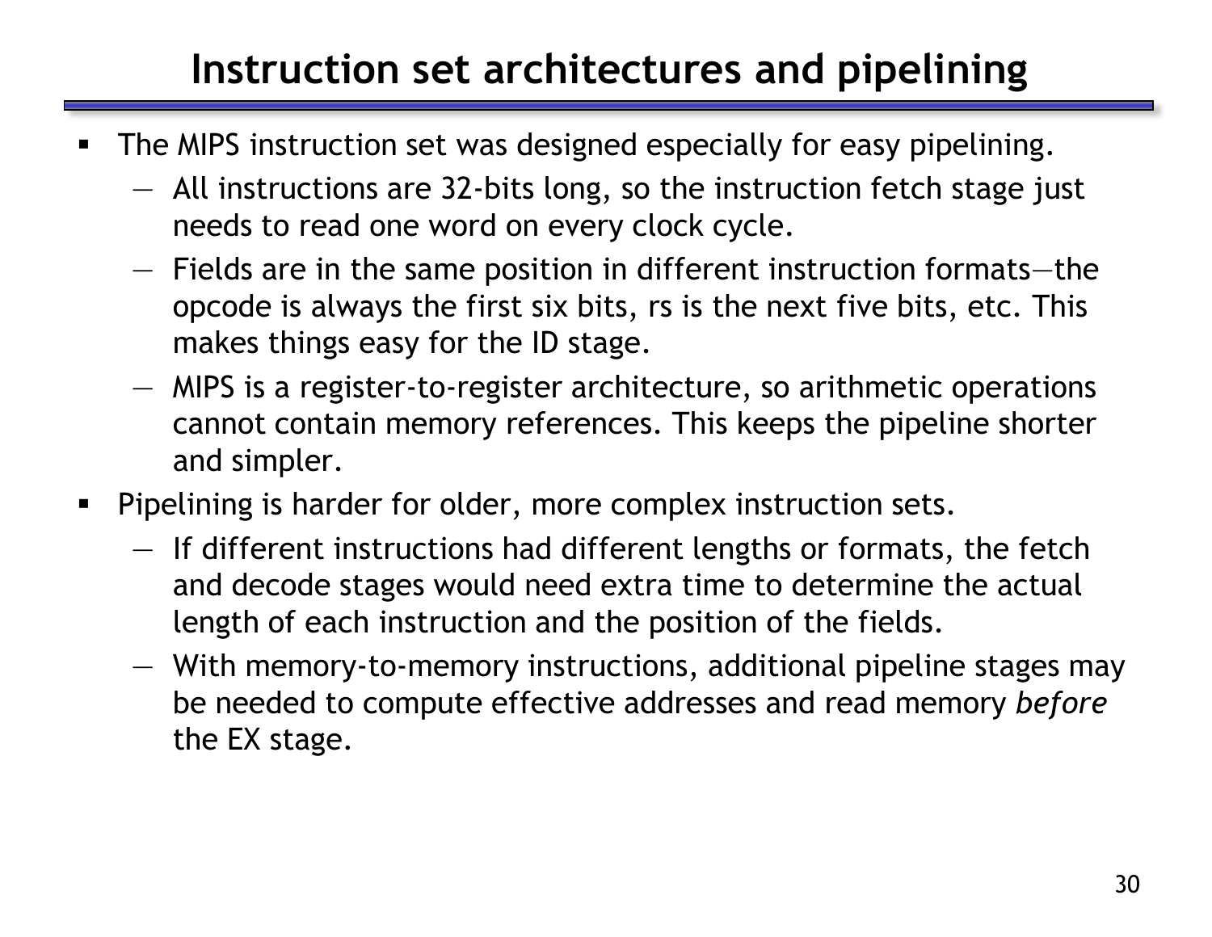# Instruction set architectures and pipelining

- The MIPS instruction set was designed especially for easy pipelining.
  - All instructions are 32-bits long, so the instruction fetch stage just needs to read one word on every clock cycle.
  - Fields are in the same position in different instruction formats—the opcode is always the first six bits, rs is the next five bits, etc. This makes things easy for the ID stage.
  - MIPS is a register-to-register architecture, so arithmetic operations cannot contain memory references. This keeps the pipeline shorter and simpler.
- Pipelining is harder for older, more complex instruction sets.
  - If different instructions had different lengths or formats, the fetch and decode stages would need extra time to determine the actual length of each instruction and the position of the fields.
  - With memory-to-memory instructions, additional pipeline stages may be needed to compute effective addresses and read memory *before* the EX stage.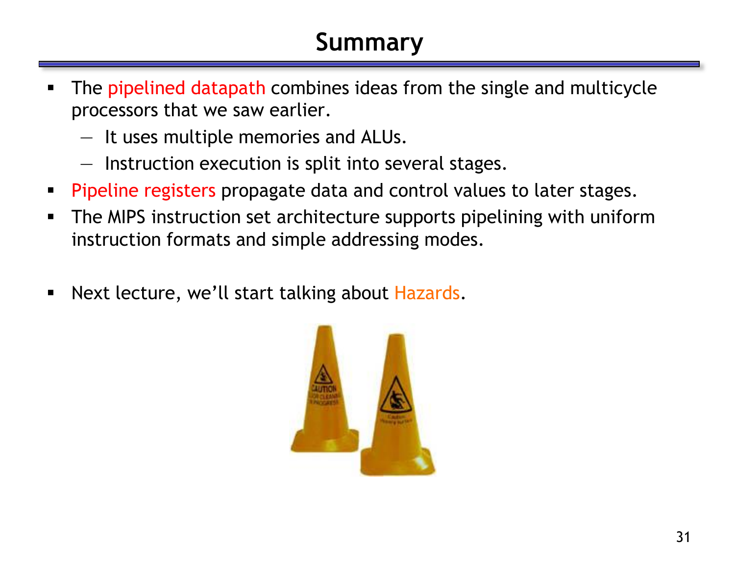# Summary

- The pipelined datapath combines ideas from the single and multicycle processors that we saw earlier.
  - It uses multiple memories and ALUs.
  - Instruction execution is split into several stages.
- Pipeline registers propagate data and control values to later stages.
- The MIPS instruction set architecture supports pipelining with uniform instruction formats and simple addressing modes.

- Next lecture, we'll start talking about Hazards.